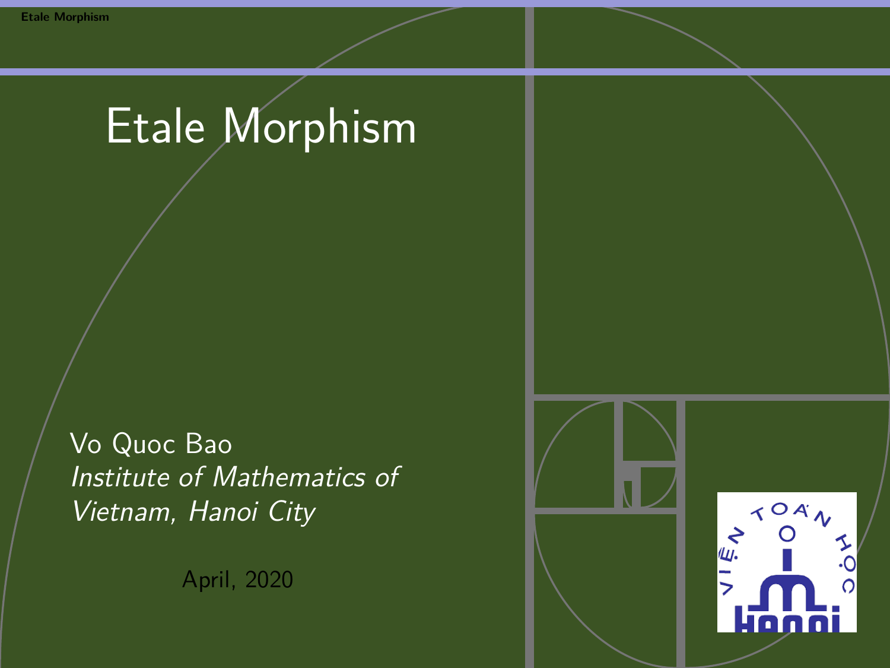# Etale Morphism

Vo Quoc Bao
*Institute of Mathematics of Vietnam, Hanoi City*

April, 2020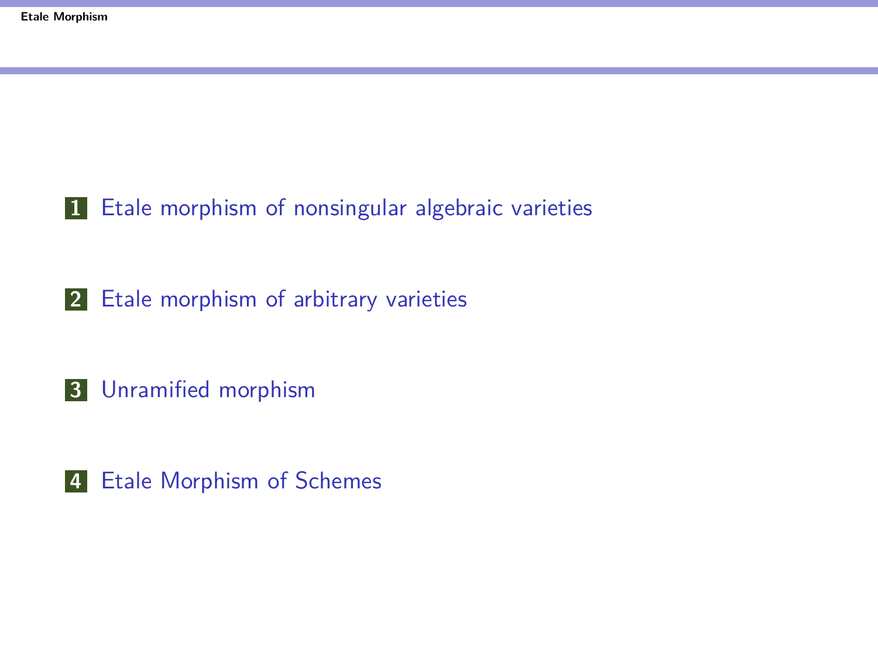1. Etale morphism of nonsingular algebraic varieties

2. Etale morphism of arbitrary varieties

3. Unramified morphism

4. Etale Morphism of Schemes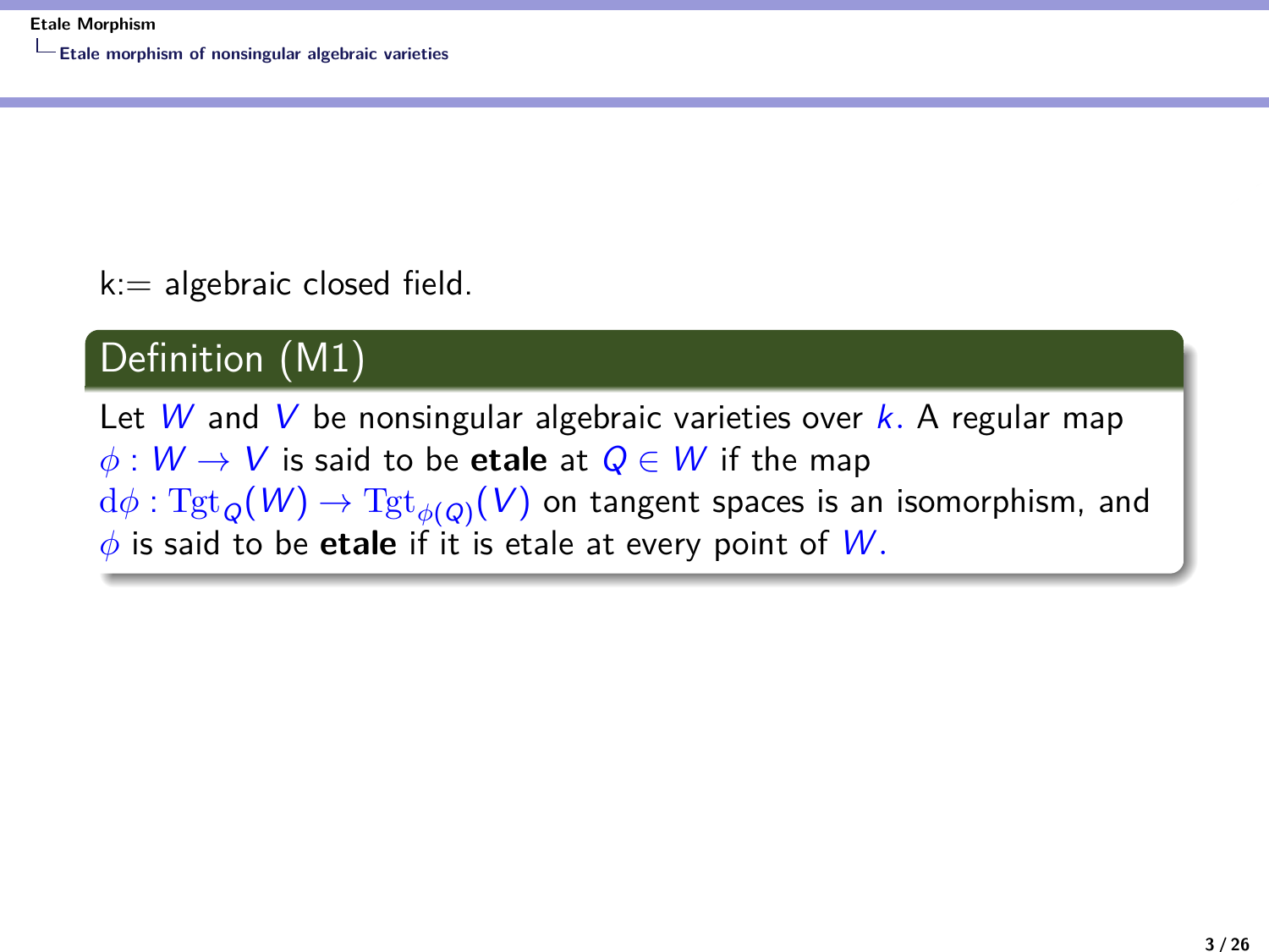k:= algebraic closed field.

**Definition (M1)**

Let $W$ and $V$ be nonsingular algebraic varieties over $k$. A regular map $\phi : W \to V$ is said to be **etale** at $Q \in W$ if the map $\mathrm{d}\phi : \mathrm{Tgt}_Q(W) \to \mathrm{Tgt}_{\phi(Q)}(V)$ on tangent spaces is an isomorphism, and $\phi$ is said to be **etale** if it is etale at every point of $W$.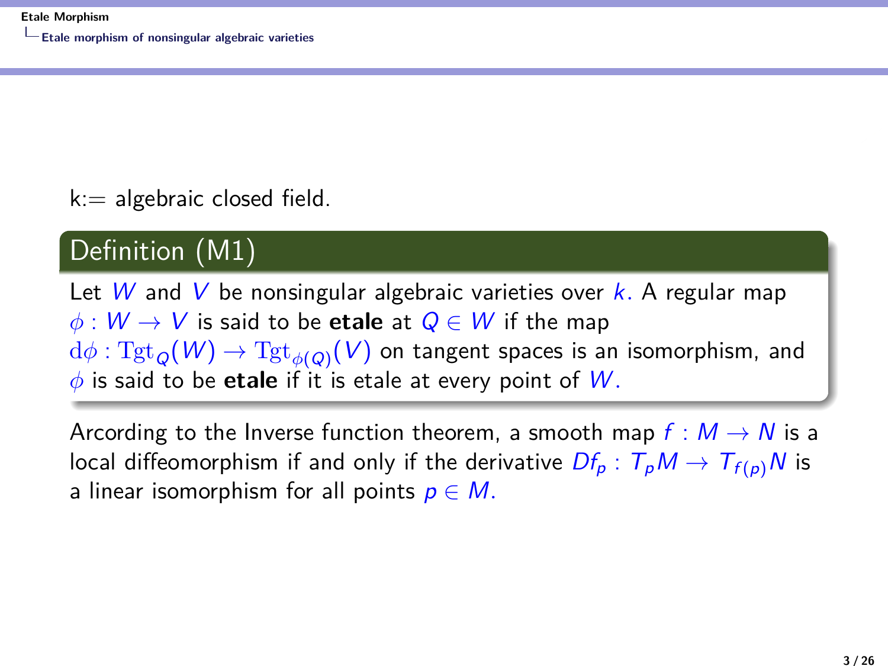k:= algebraic closed field.

### Definition (M1)

Let $W$ and $V$ be nonsingular algebraic varieties over $k$. A regular map $\phi : W \to V$ is said to be **etale** at $Q \in W$ if the map $\mathrm{d}\phi : \mathrm{Tgt}_Q(W) \to \mathrm{Tgt}_{\phi(Q)}(V)$ on tangent spaces is an isomorphism, and $\phi$ is said to be **etale** if it is etale at every point of $W$.

Arcording to the Inverse function theorem, a smooth map $f : M \to N$ is a local diffeomorphism if and only if the derivative $Df_p : T_pM \to T_{f(p)}N$ is a linear isomorphism for all points $p \in M$.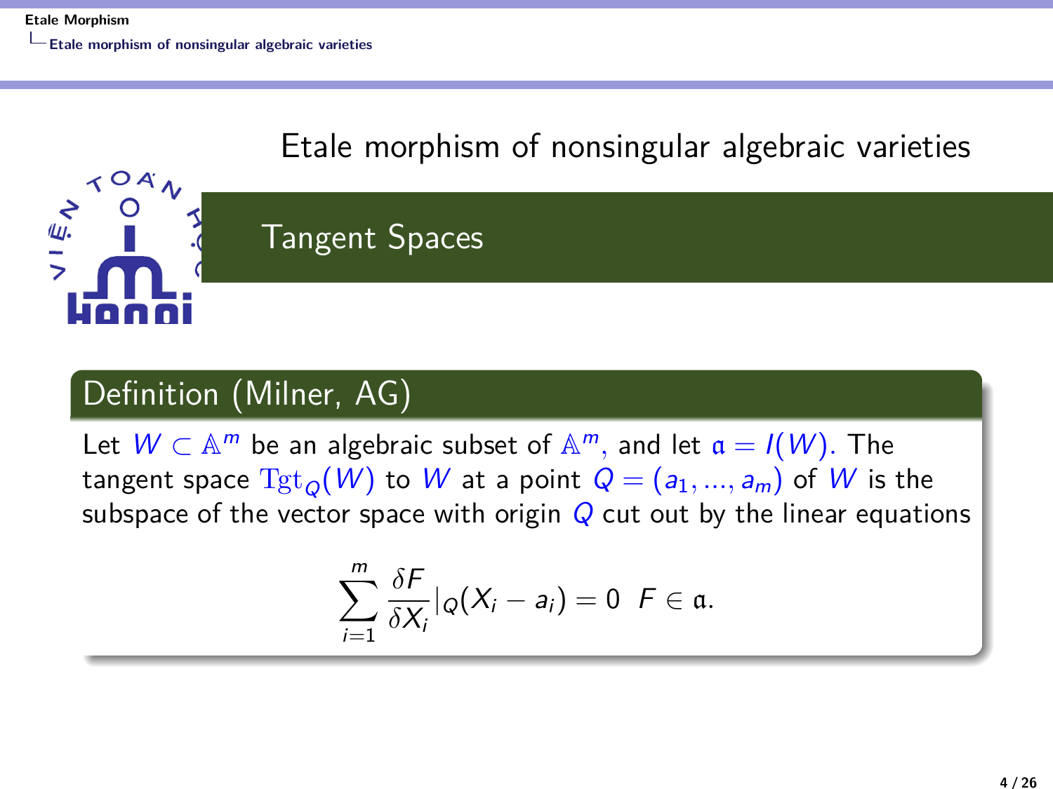# Etale morphism of nonsingular algebraic varieties

## Tangent Spaces

### Definition (Milner, AG)

Let $W \subset \mathbb{A}^m$ be an algebraic subset of $\mathbb{A}^m$, and let $\mathfrak{a} = I(W)$. The tangent space $\mathrm{Tgt}_Q(W)$ to $W$ at a point $Q = (a_1, ..., a_m)$ of $W$ is the subspace of the vector space with origin $Q$ cut out by the linear equations

$$\sum_{i=1}^{m} \frac{\delta F}{\delta X_i}|_Q (X_i - a_i) = 0 \quad F \in \mathfrak{a}.$$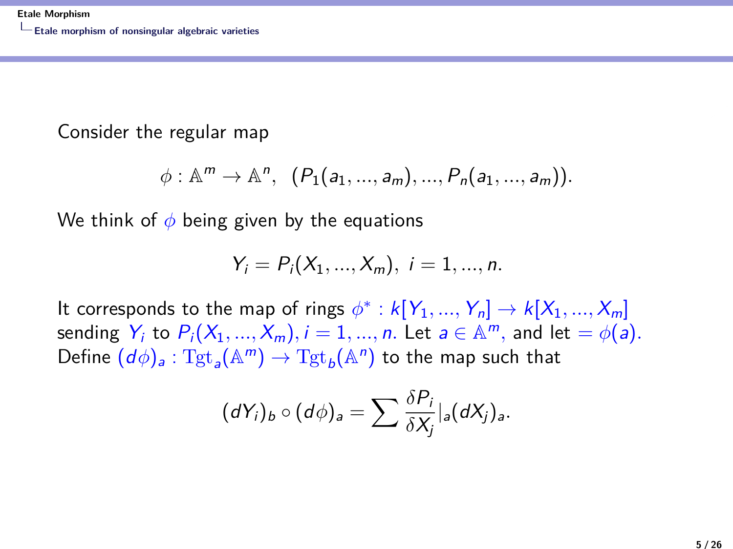Consider the regular map

$$\phi : \mathbb{A}^m \to \mathbb{A}^n, \ \ (P_1(a_1, ..., a_m), ..., P_n(a_1, ..., a_m)).$$

We think of $\phi$ being given by the equations

$$Y_i = P_i(X_1, ..., X_m), \ i = 1, ..., n.$$

It corresponds to the map of rings $\phi^* : k[Y_1, ..., Y_n] \to k[X_1, ..., X_m]$ sending $Y_i$ to $P_i(X_1, ..., X_m), i = 1, ..., n$. Let $a \in \mathbb{A}^m$, and let $= \phi(a)$. Define $(d\phi)_a : \mathrm{Tgt}_a(\mathbb{A}^m) \to \mathrm{Tgt}_b(\mathbb{A}^n)$ to the map such that

$$(dY_i)_b \circ (d\phi)_a = \sum \frac{\delta P_i}{\delta X_j}|_a (dX_j)_a.$$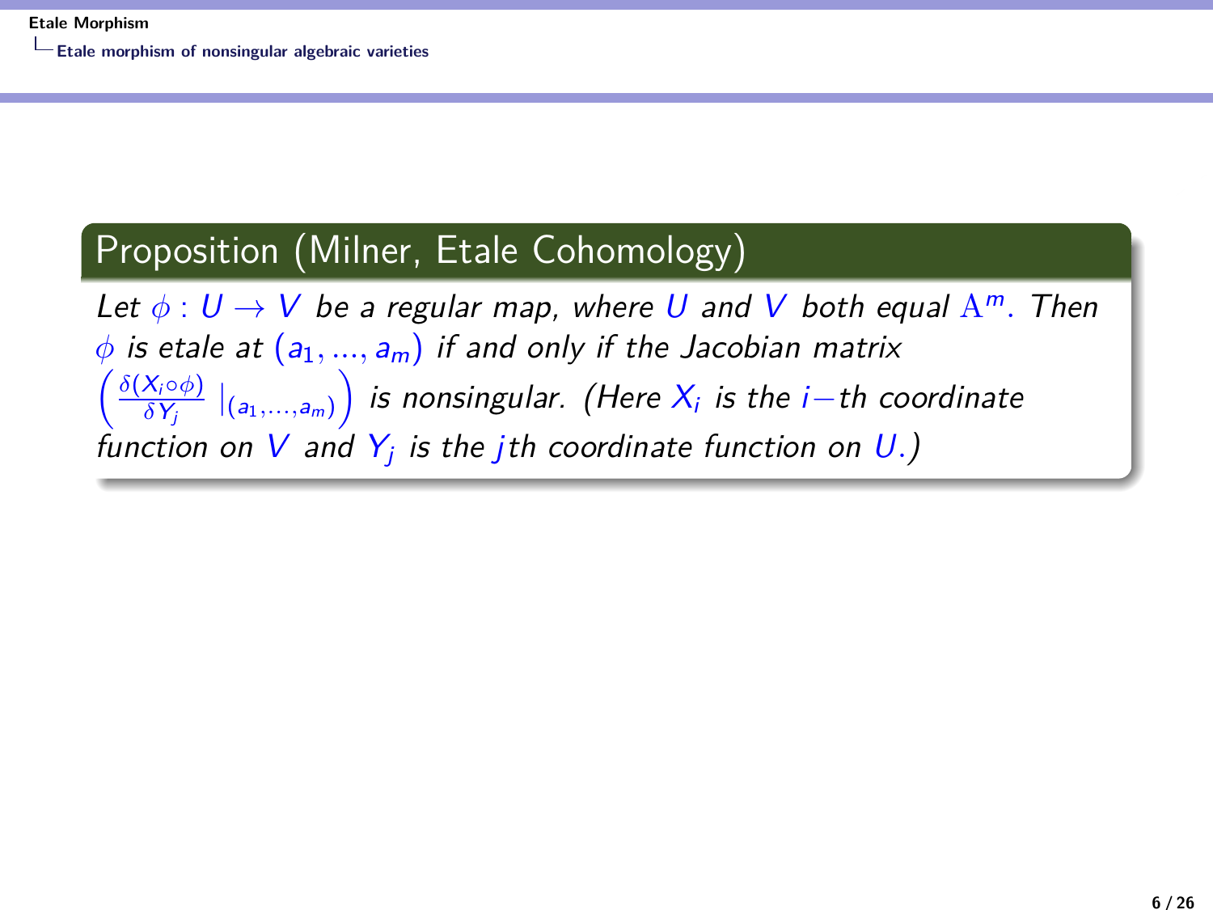**Proposition (Milner, Etale Cohomology)**

*Let $\phi : U \to V$ be a regular map, where $U$ and $V$ both equal $\mathbb{A}^m$. Then $\phi$ is etale at $(a_1, ..., a_m)$ if and only if the Jacobian matrix $\left( \frac{\delta(X_i \circ \phi)}{\delta Y_j} \mid_{(a_1,\ldots,a_m)} \right)$ is nonsingular. (Here $X_i$ is the $i-$th coordinate function on $V$ and $Y_j$ is the $j$th coordinate function on $U$.)*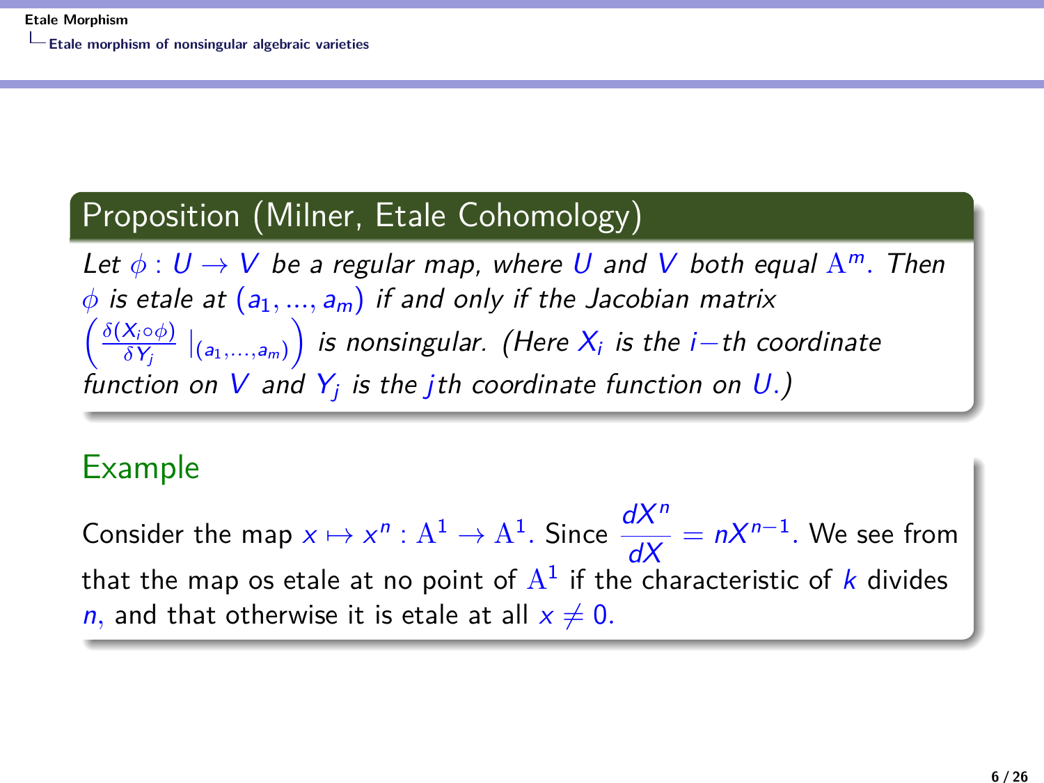## Proposition (Milner, Etale Cohomology)

*Let $\phi : U \to V$ be a regular map, where $U$ and $V$ both equal $\mathbb{A}^m$. Then $\phi$ is etale at $(a_1, ..., a_m)$ if and only if the Jacobian matrix $\left( \frac{\delta(X_i \circ \phi)}{\delta Y_j} \mid_{(a_1,...,a_m)} \right)$ is nonsingular. (Here $X_i$ is the $i-$th coordinate function on $V$ and $Y_j$ is the $j$th coordinate function on $U$.)*

## Example

Consider the map $x \mapsto x^n : \mathbb{A}^1 \to \mathbb{A}^1$. Since $\dfrac{dX^n}{dX} = nX^{n-1}$. We see from that the map os etale at no point of $\mathbb{A}^1$ if the characteristic of $k$ divides $n$, and that otherwise it is etale at all $x \neq 0$.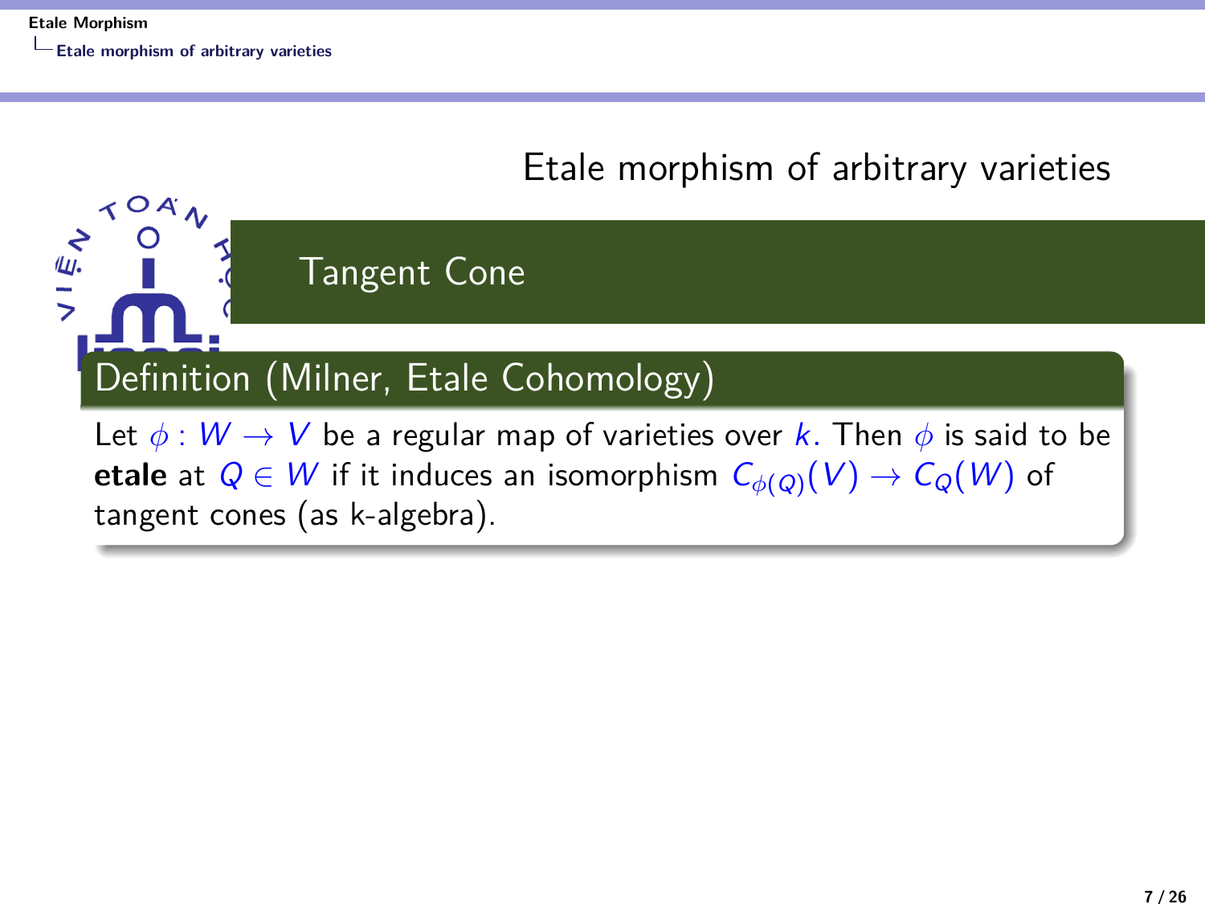# Etale morphism of arbitrary varieties

## Tangent Cone

**Definition (Milner, Etale Cohomology)**

Let $\phi : W \to V$ be a regular map of varieties over $k$. Then $\phi$ is said to be **etale** at $Q \in W$ if it induces an isomorphism $C_{\phi(Q)}(V) \to C_Q(W)$ of tangent cones (as k-algebra).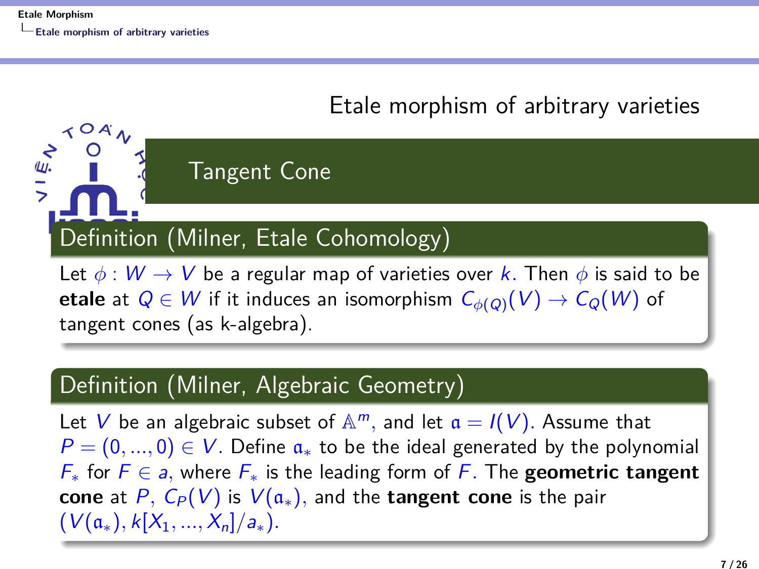# Etale morphism of arbitrary varieties

## Tangent Cone

**Definition (Milner, Etale Cohomology)**

Let $\phi : W \to V$ be a regular map of varieties over $k$. Then $\phi$ is said to be **etale** at $Q \in W$ if it induces an isomorphism $C_{\phi(Q)}(V) \to C_Q(W)$ of tangent cones (as k-algebra).

**Definition (Milner, Algebraic Geometry)**

Let $V$ be an algebraic subset of $\mathbb{A}^m$, and let $\mathfrak{a} = I(V)$. Assume that $P = (0, ..., 0) \in V$. Define $\mathfrak{a}_*$ to be the ideal generated by the polynomial $F_*$ for $F \in a$, where $F_*$ is the leading form of $F$. The **geometric tangent cone** at $P$, $C_P(V)$ is $V(\mathfrak{a}_*)$, and the **tangent cone** is the pair $(V(\mathfrak{a}_*), k[X_1, ..., X_n]/a_*)$.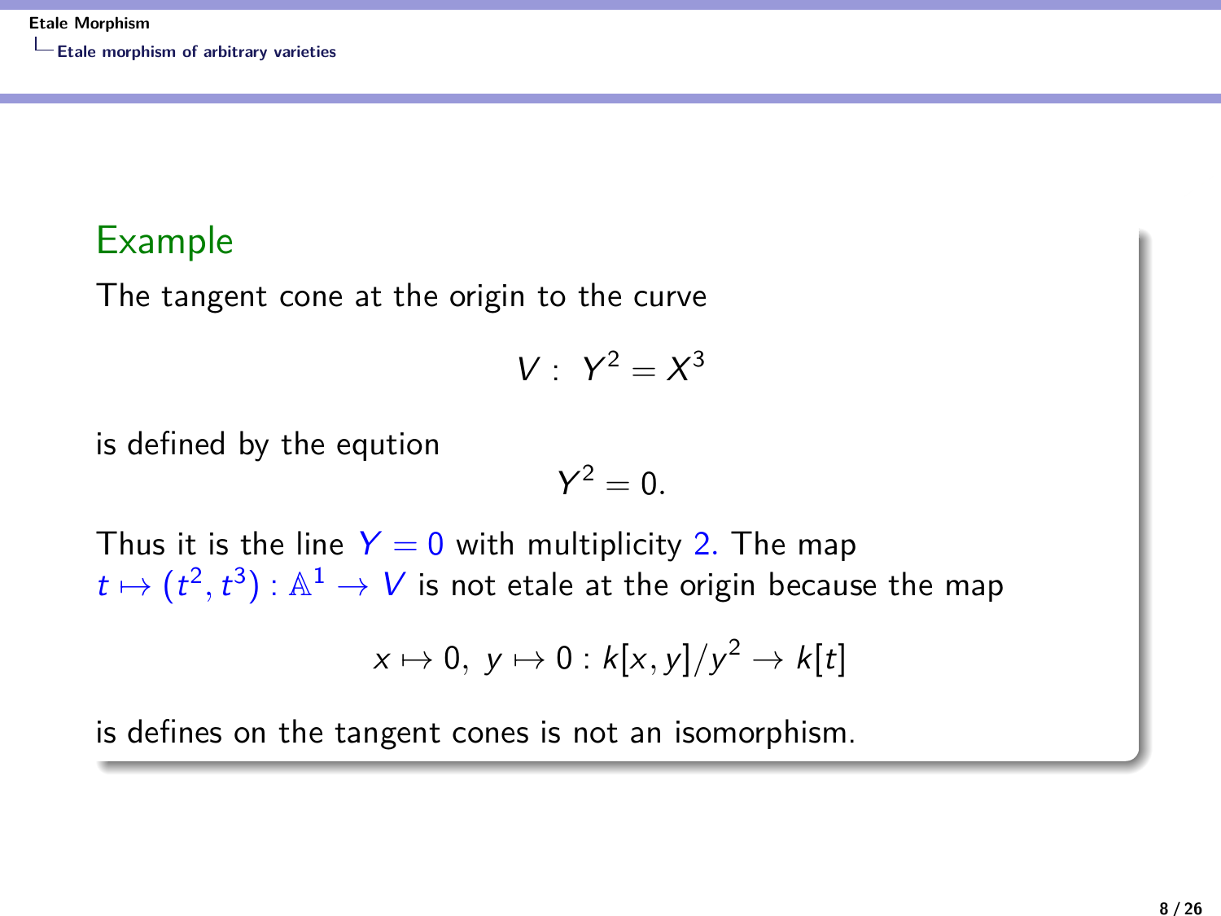### Example

The tangent cone at the origin to the curve

$$V: \; Y^2 = X^3$$

is defined by the eqution

$$Y^2 = 0.$$

Thus it is the line $Y = 0$ with multiplicity 2. The map $t \mapsto (t^2, t^3) : \mathbb{A}^1 \to V$ is not etale at the origin because the map

$$x \mapsto 0, \; y \mapsto 0 : k[x, y]/y^2 \to k[t]$$

is defines on the tangent cones is not an isomorphism.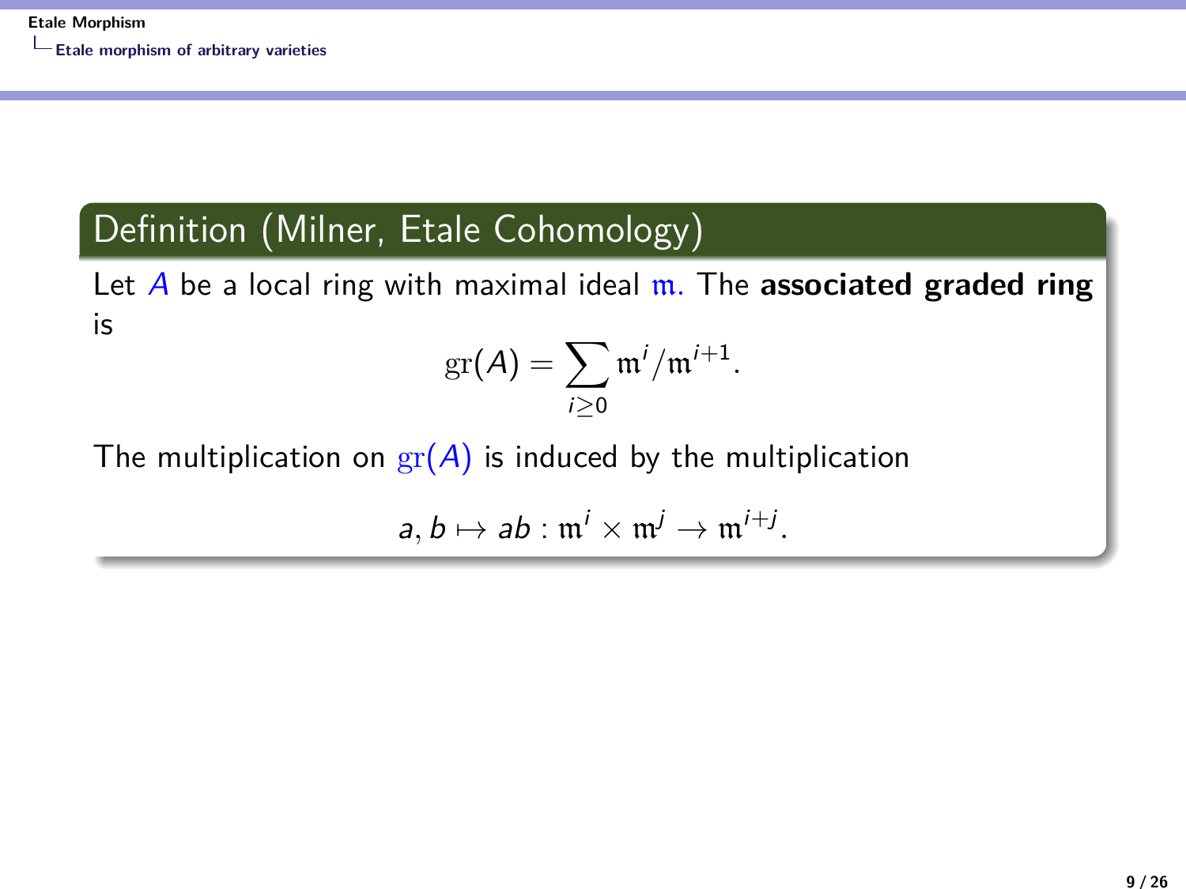**Definition (Milner, Etale Cohomology)**

Let $A$ be a local ring with maximal ideal $\mathfrak{m}$. The **associated graded ring** is

$$\mathrm{gr}(A) = \sum_{i \geq 0} \mathfrak{m}^i / \mathfrak{m}^{i+1}.$$

The multiplication on $\mathrm{gr}(A)$ is induced by the multiplication

$$a, b \mapsto ab : \mathfrak{m}^i \times \mathfrak{m}^j \to \mathfrak{m}^{i+j}.$$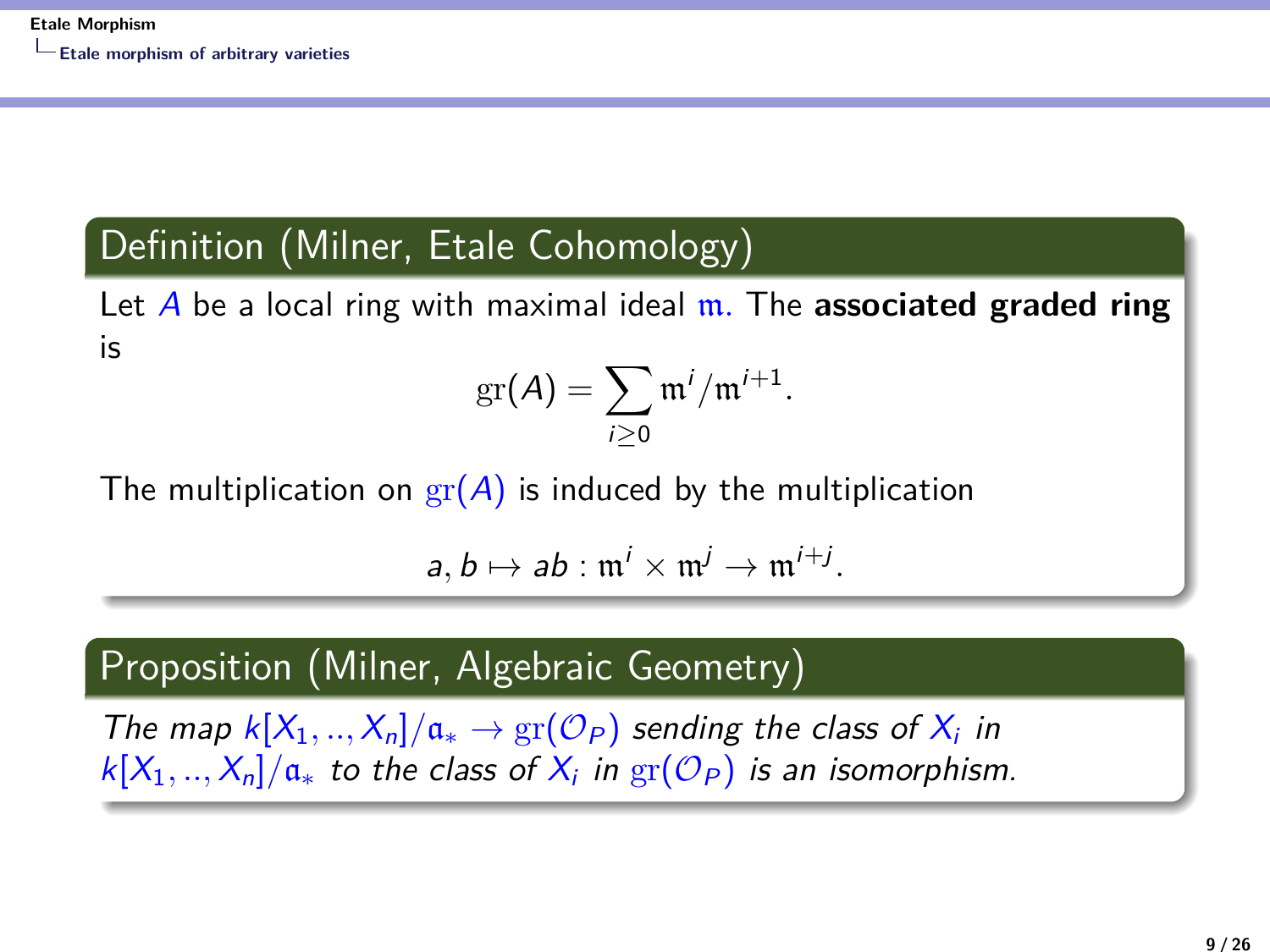**Definition (Milner, Etale Cohomology)**

Let $A$ be a local ring with maximal ideal $\mathfrak{m}$. The **associated graded ring** is

$$\mathrm{gr}(A) = \sum_{i \geq 0} \mathfrak{m}^i / \mathfrak{m}^{i+1}.$$

The multiplication on $\mathrm{gr}(A)$ is induced by the multiplication

$$a, b \mapsto ab : \mathfrak{m}^i \times \mathfrak{m}^j \to \mathfrak{m}^{i+j}.$$

**Proposition (Milner, Algebraic Geometry)**

*The map $k[X_1, .., X_n]/\mathfrak{a}_* \to \mathrm{gr}(\mathcal{O}_P)$ sending the class of $X_i$ in $k[X_1, .., X_n]/\mathfrak{a}_*$ to the class of $X_i$ in $\mathrm{gr}(\mathcal{O}_P)$ is an isomorphism.*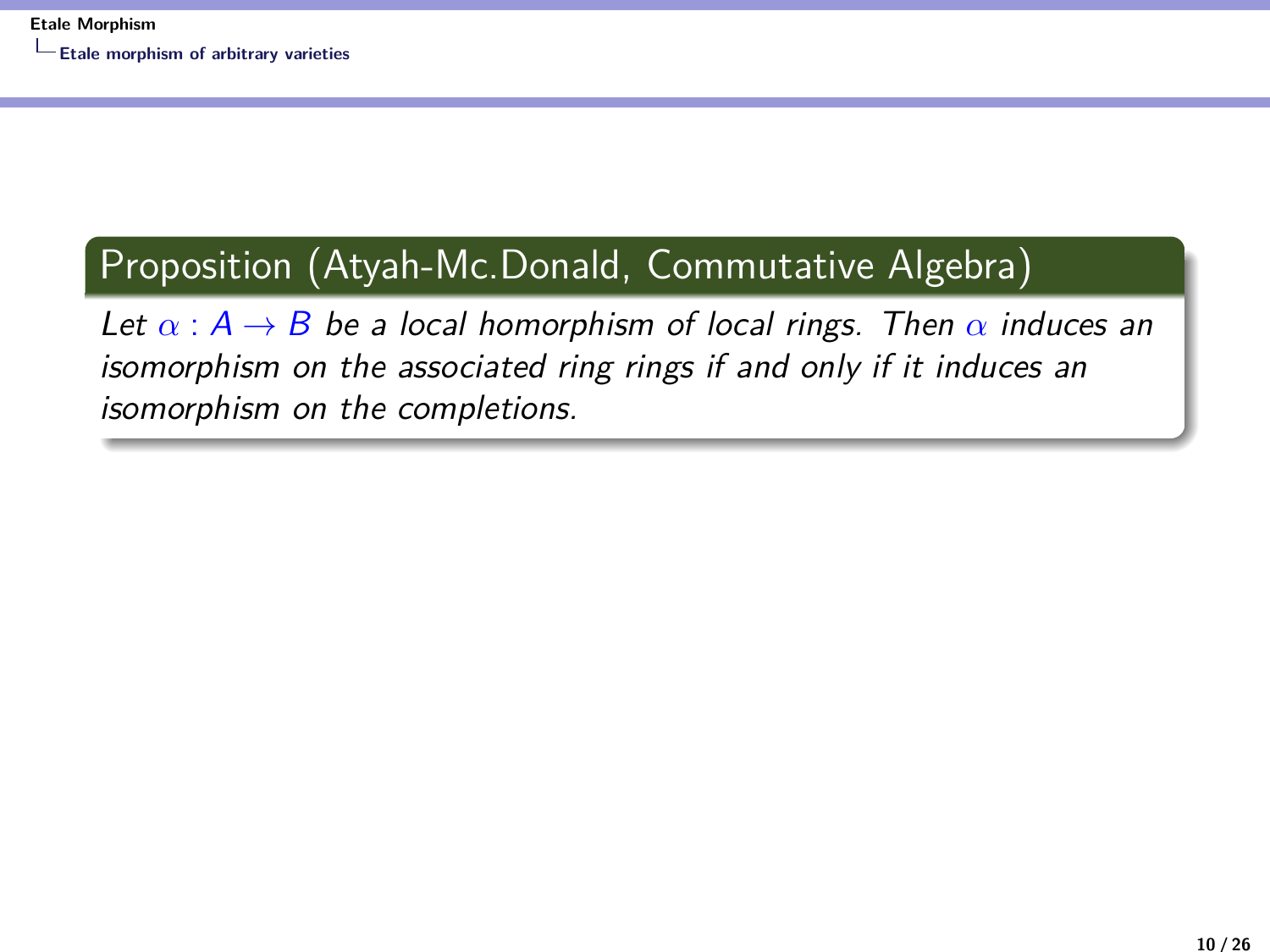**Proposition (Atyah-Mc.Donald, Commutative Algebra)**

*Let $\alpha : A \to B$ be a local homorphism of local rings. Then $\alpha$ induces an isomorphism on the associated ring rings if and only if it induces an isomorphism on the completions.*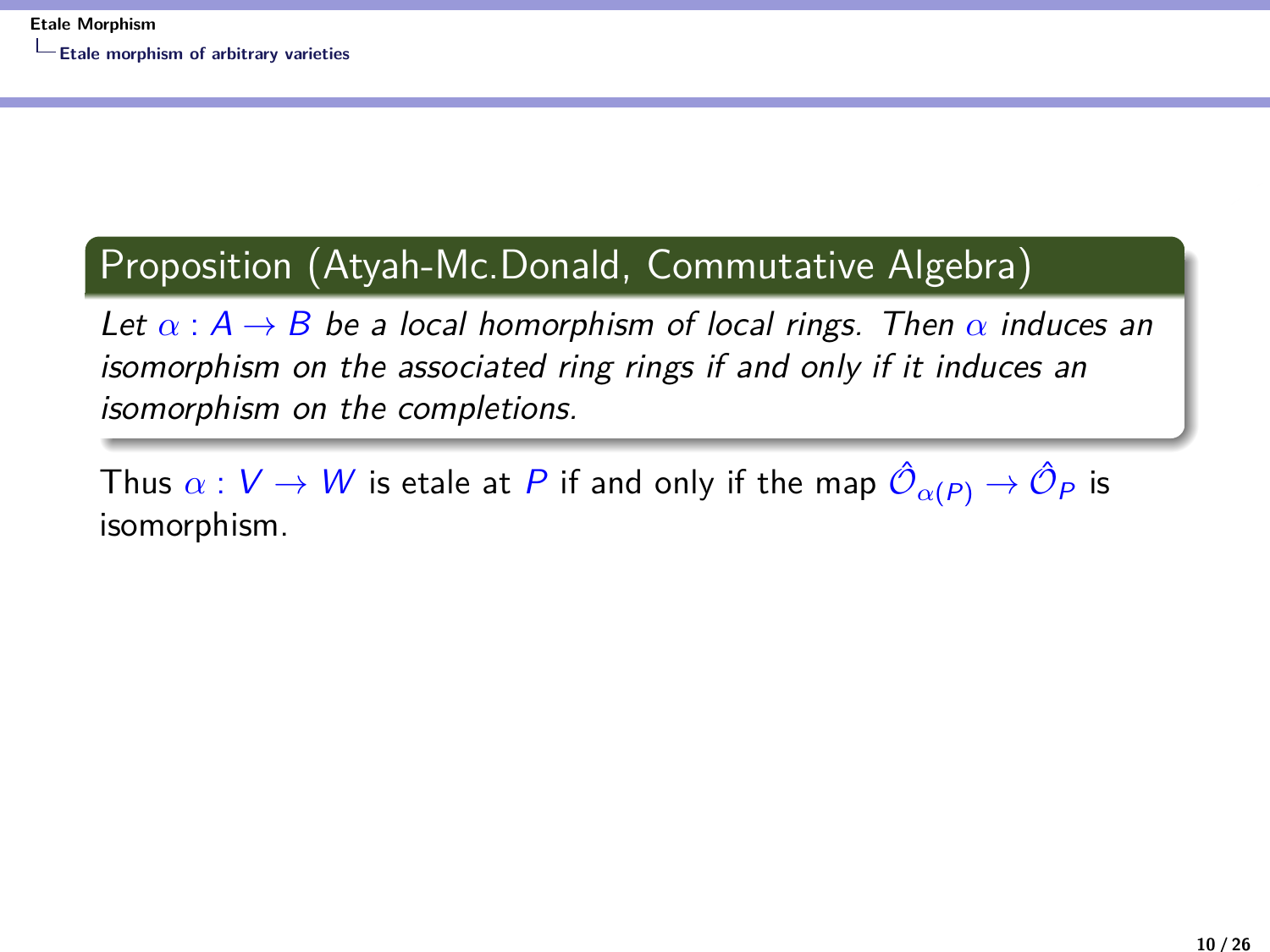### Proposition (Atyah-Mc.Donald, Commutative Algebra)

*Let $\alpha : A \to B$ be a local homorphism of local rings. Then $\alpha$ induces an isomorphism on the associated ring rings if and only if it induces an isomorphism on the completions.*

Thus $\alpha : V \to W$ is etale at $P$ if and only if the map $\hat{\mathcal{O}}_{\alpha(P)} \to \hat{\mathcal{O}}_P$ is isomorphism.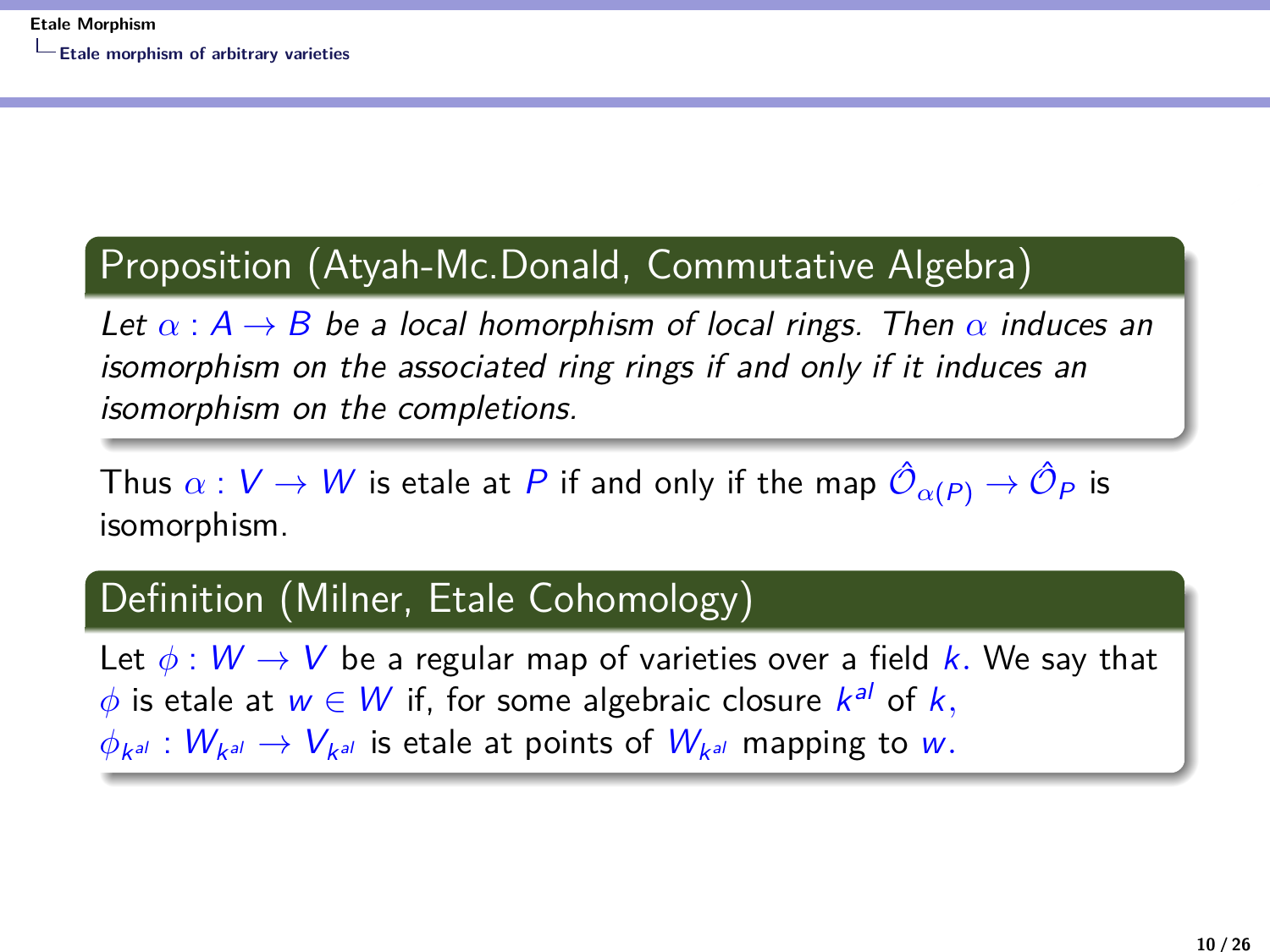**Proposition (Atyah-Mc.Donald, Commutative Algebra)**

*Let $\alpha : A \to B$ be a local homorphism of local rings. Then $\alpha$ induces an isomorphism on the associated ring rings if and only if it induces an isomorphism on the completions.*

Thus $\alpha : V \to W$ is etale at $P$ if and only if the map $\hat{\mathcal{O}}_{\alpha(P)} \to \hat{\mathcal{O}}_P$ is isomorphism.

**Definition (Milner, Etale Cohomology)**

Let $\phi : W \to V$ be a regular map of varieties over a field $k$. We say that $\phi$ is etale at $w \in W$ if, for some algebraic closure $k^{al}$ of $k$, $\phi_{k^{al}} : W_{k^{al}} \to V_{k^{al}}$ is etale at points of $W_{k^{al}}$ mapping to $w$.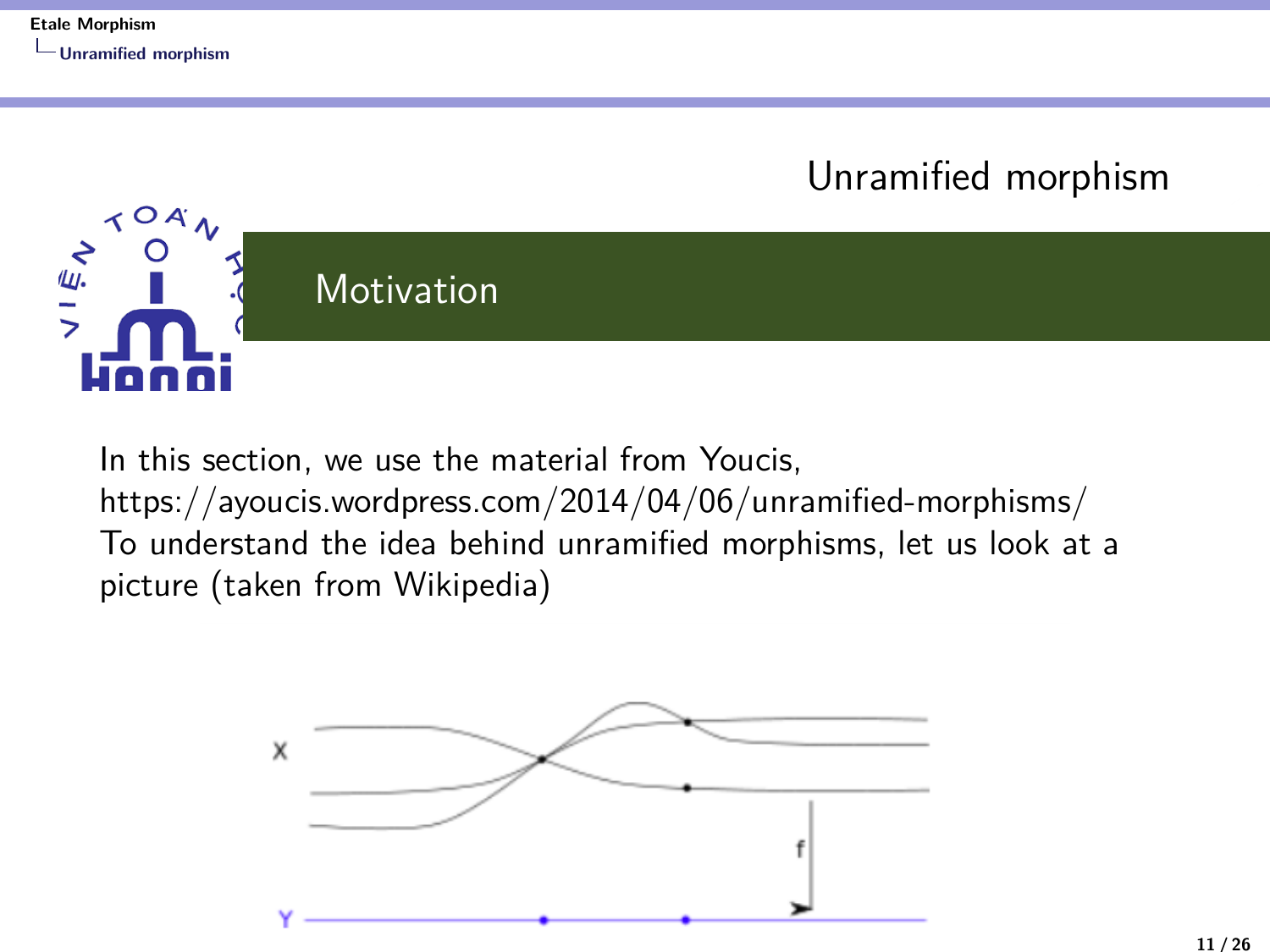# Unramified morphism

## Motivation

In this section, we use the material from Youcis,
https://ayoucis.wordpress.com/2014/04/06/unramified-morphisms/
To understand the idea behind unramified morphisms, let us look at a picture (taken from Wikipedia)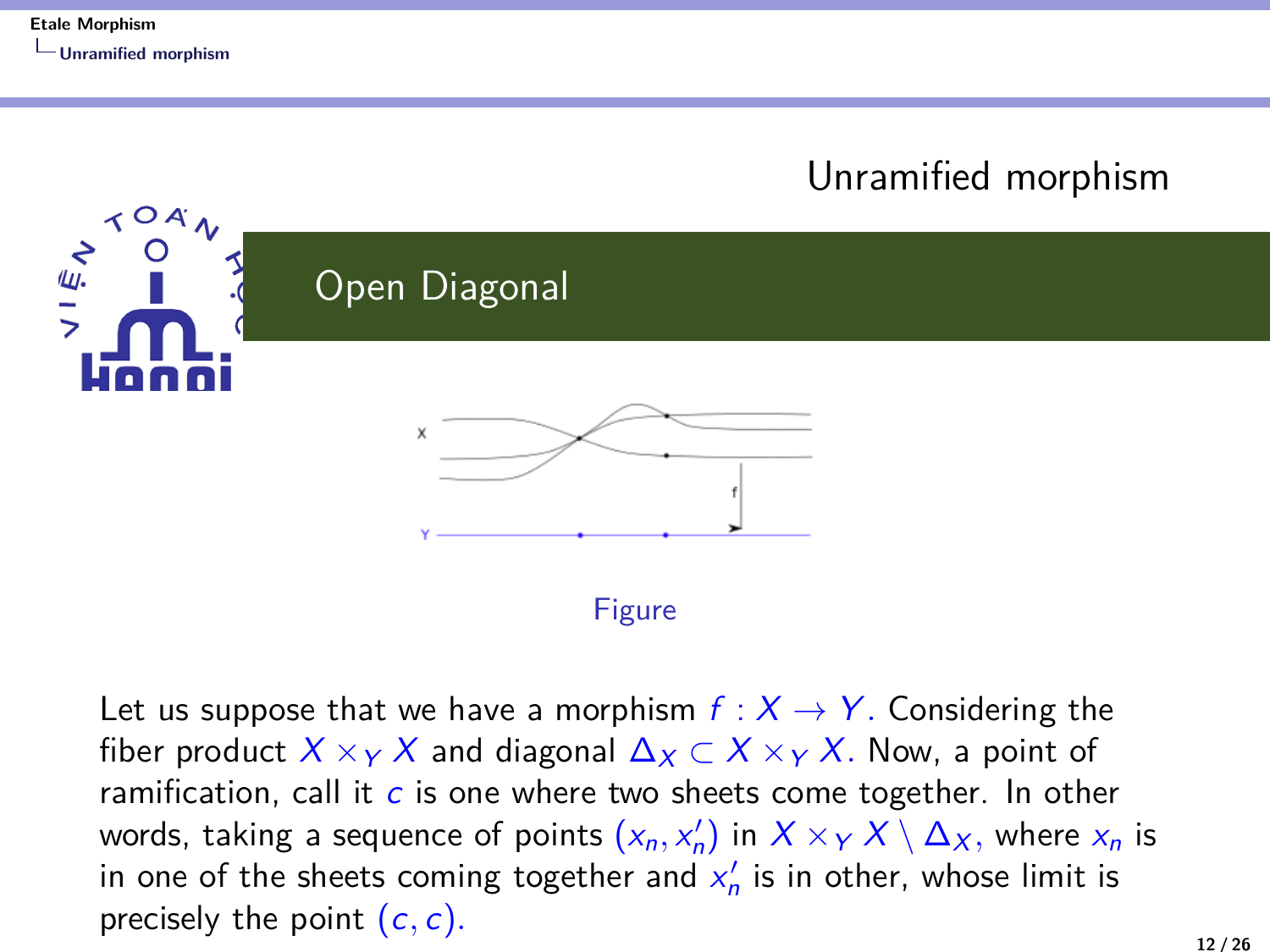## Unramified morphism

### Open Diagonal

Figure

Let us suppose that we have a morphism $f : X \to Y$. Considering the fiber product $X \times_Y X$ and diagonal $\Delta_X \subset X \times_Y X$. Now, a point of ramification, call it $c$ is one where two sheets come together. In other words, taking a sequence of points $(x_n, x_n')$ in $X \times_Y X \setminus \Delta_X$, where $x_n$ is in one of the sheets coming together and $x_n'$ is in other, whose limit is precisely the point $(c, c)$.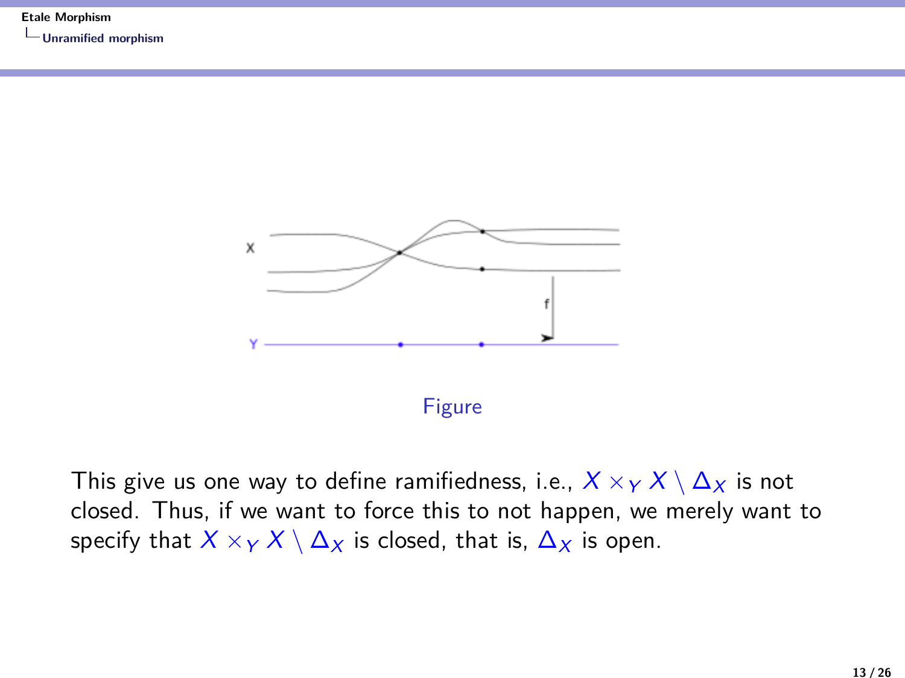Figure

This give us one way to define ramifiedness, i.e., $X \times_Y X \setminus \Delta_X$ is not closed. Thus, if we want to force this to not happen, we merely want to specify that $X \times_Y X \setminus \Delta_X$ is closed, that is, $\Delta_X$ is open.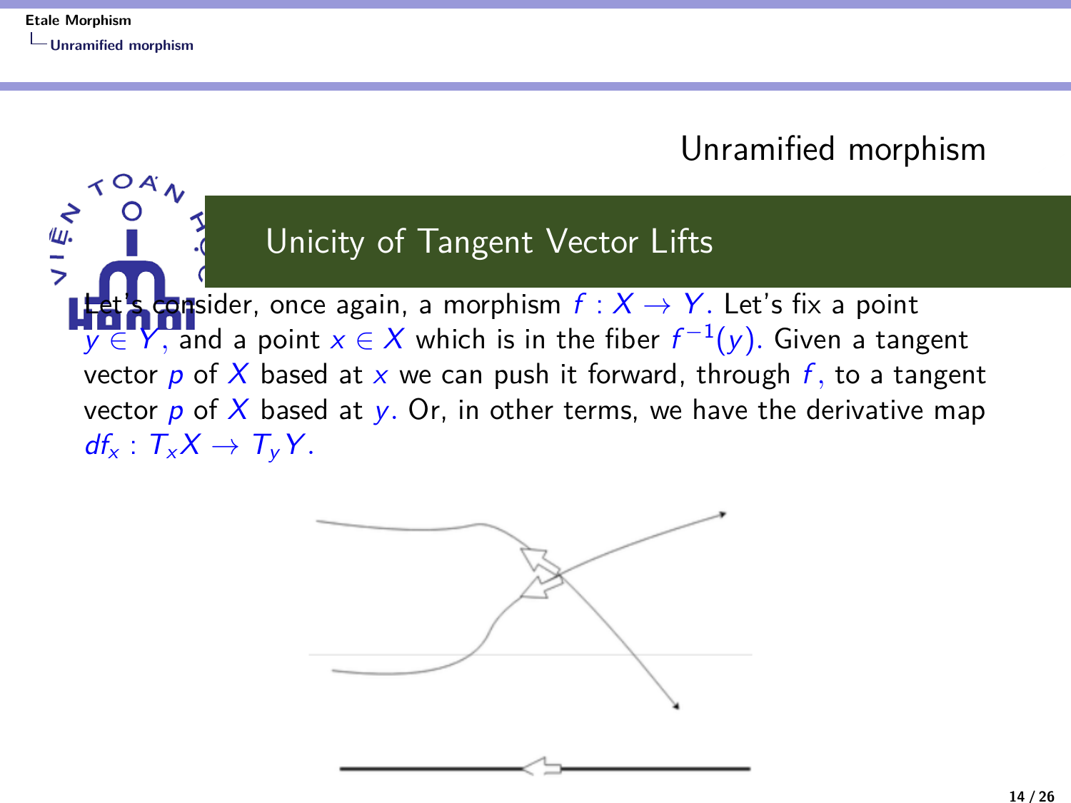## Unramified morphism

### Unicity of Tangent Vector Lifts

Let's consider, once again, a morphism $f : X \to Y$. Let's fix a point $y \in Y$, and a point $x \in X$ which is in the fiber $f^{-1}(y)$. Given a tangent vector $p$ of $X$ based at $x$ we can push it forward, through $f$, to a tangent vector $p$ of $X$ based at $y$. Or, in other terms, we have the derivative map $df_x : T_xX \to T_yY$.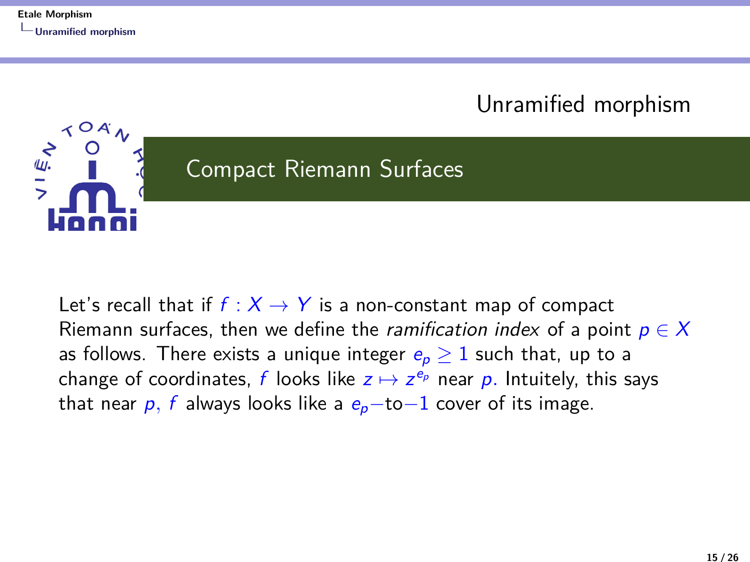## Unramified morphism

### Compact Riemann Surfaces

Let's recall that if $f : X \to Y$ is a non-constant map of compact Riemann surfaces, then we define the *ramification index* of a point $p \in X$ as follows. There exists a unique integer $e_p \geq 1$ such that, up to a change of coordinates, $f$ looks like $z \mapsto z^{e_p}$ near $p$. Intuitely, this says that near $p$, $f$ always looks like a $e_p-$to$-1$ cover of its image.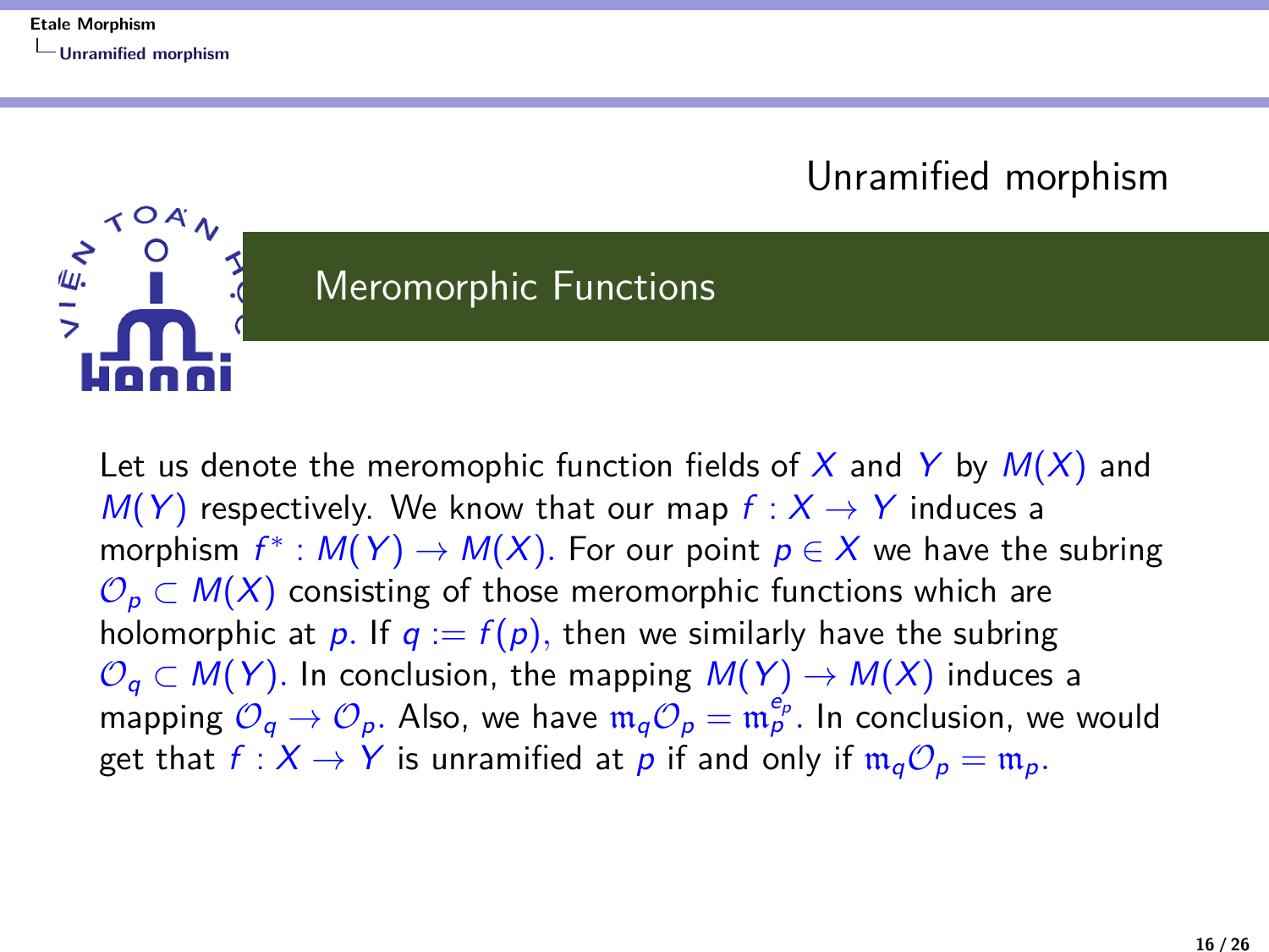## Unramified morphism

### Meromorphic Functions

Let us denote the meromophic function fields of $X$ and $Y$ by $M(X)$ and $M(Y)$ respectively. We know that our map $f : X \to Y$ induces a morphism $f^* : M(Y) \to M(X)$. For our point $p \in X$ we have the subring $\mathcal{O}_p \subset M(X)$ consisting of those meromorphic functions which are holomorphic at $p$. If $q := f(p)$, then we similarly have the subring $\mathcal{O}_q \subset M(Y)$. In conclusion, the mapping $M(Y) \to M(X)$ induces a mapping $\mathcal{O}_q \to \mathcal{O}_p$. Also, we have $\mathfrak{m}_q \mathcal{O}_p = \mathfrak{m}_p^{e_p}$. In conclusion, we would get that $f : X \to Y$ is unramified at $p$ if and only if $\mathfrak{m}_q \mathcal{O}_p = \mathfrak{m}_p$.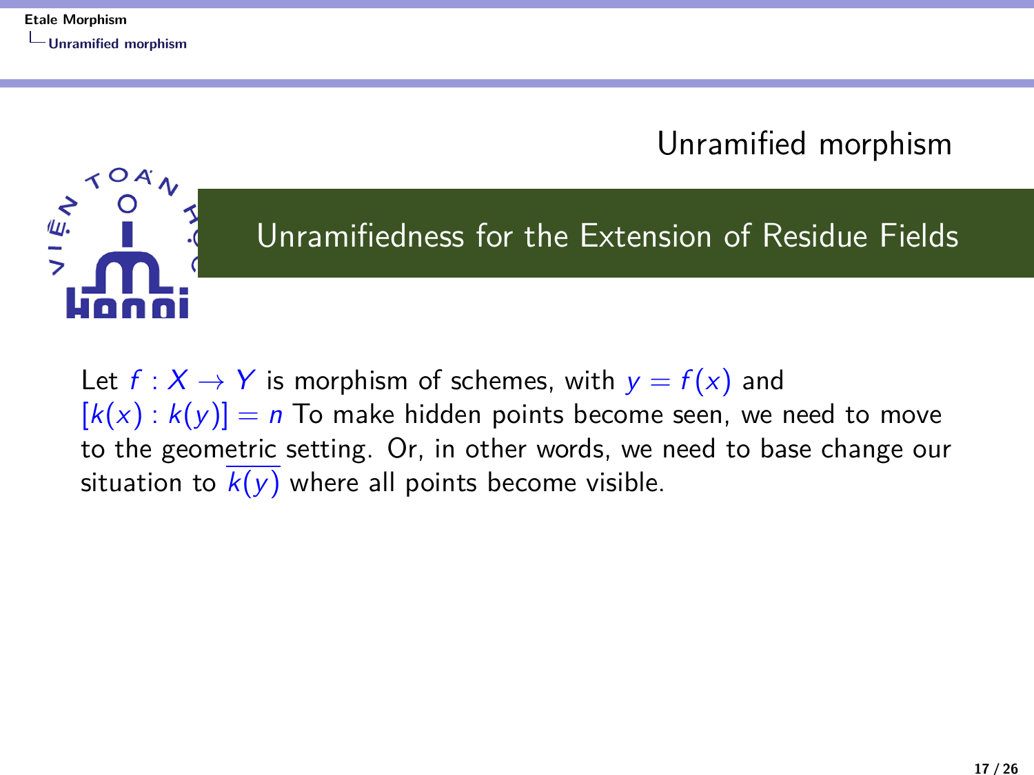## Unramified morphism

### Unramifiedness for the Extension of Residue Fields

Let $f : X \to Y$ is morphism of schemes, with $y = f(x)$ and $[k(x) : k(y)] = n$ To make hidden points become seen, we need to move to the geometric setting. Or, in other words, we need to base change our situation to $\overline{k(y)}$ where all points become visible.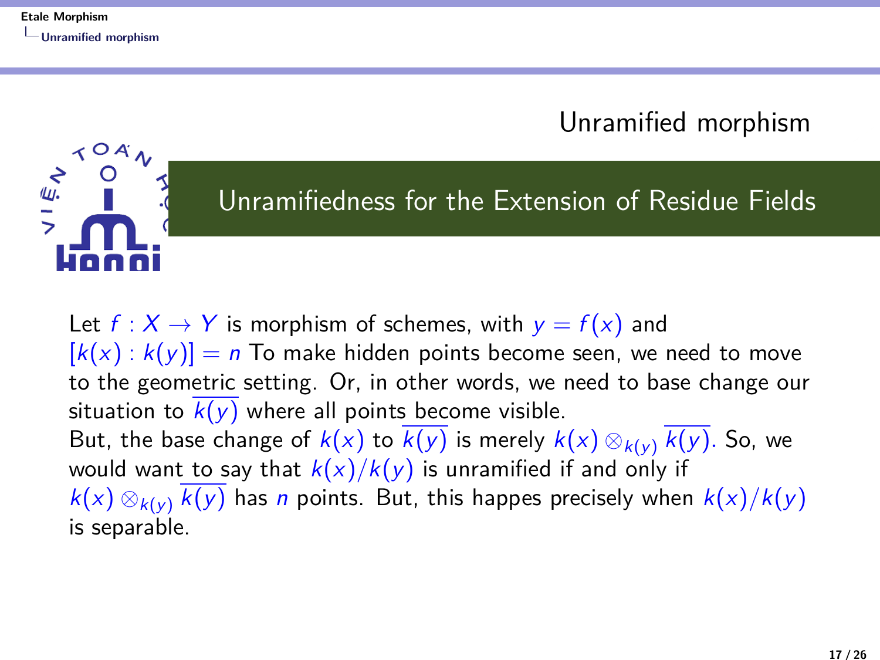# Unramified morphism

## Unramifiedness for the Extension of Residue Fields

Let $f : X \to Y$ is morphism of schemes, with $y = f(x)$ and $[k(x) : k(y)] = n$ To make hidden points become seen, we need to move to the geometric setting. Or, in other words, we need to base change our situation to $\overline{k(y)}$ where all points become visible.

But, the base change of $k(x)$ to $\overline{k(y)}$ is merely $k(x) \otimes_{k(y)} \overline{k(y)}$. So, we would want to say that $k(x)/k(y)$ is unramified if and only if $k(x) \otimes_{k(y)} \overline{k(y)}$ has $n$ points. But, this happes precisely when $k(x)/k(y)$ is separable.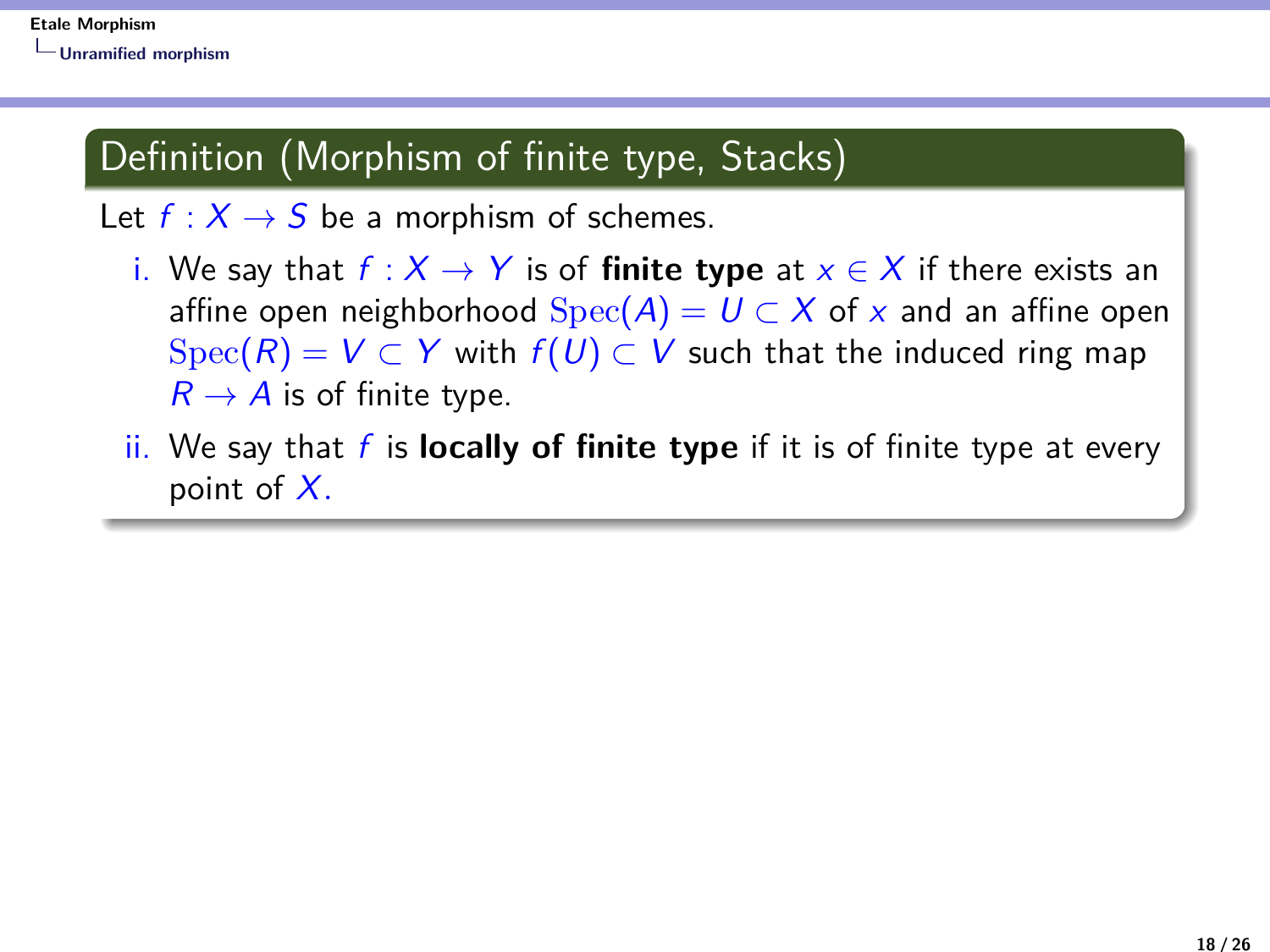## Definition (Morphism of finite type, Stacks)

Let $f : X \to S$ be a morphism of schemes.

i. We say that $f : X \to Y$ is of **finite type** at $x \in X$ if there exists an affine open neighborhood $\mathrm{Spec}(A) = U \subset X$ of $x$ and an affine open $\mathrm{Spec}(R) = V \subset Y$ with $f(U) \subset V$ such that the induced ring map $R \to A$ is of finite type.

ii. We say that $f$ is **locally of finite type** if it is of finite type at every point of $X$.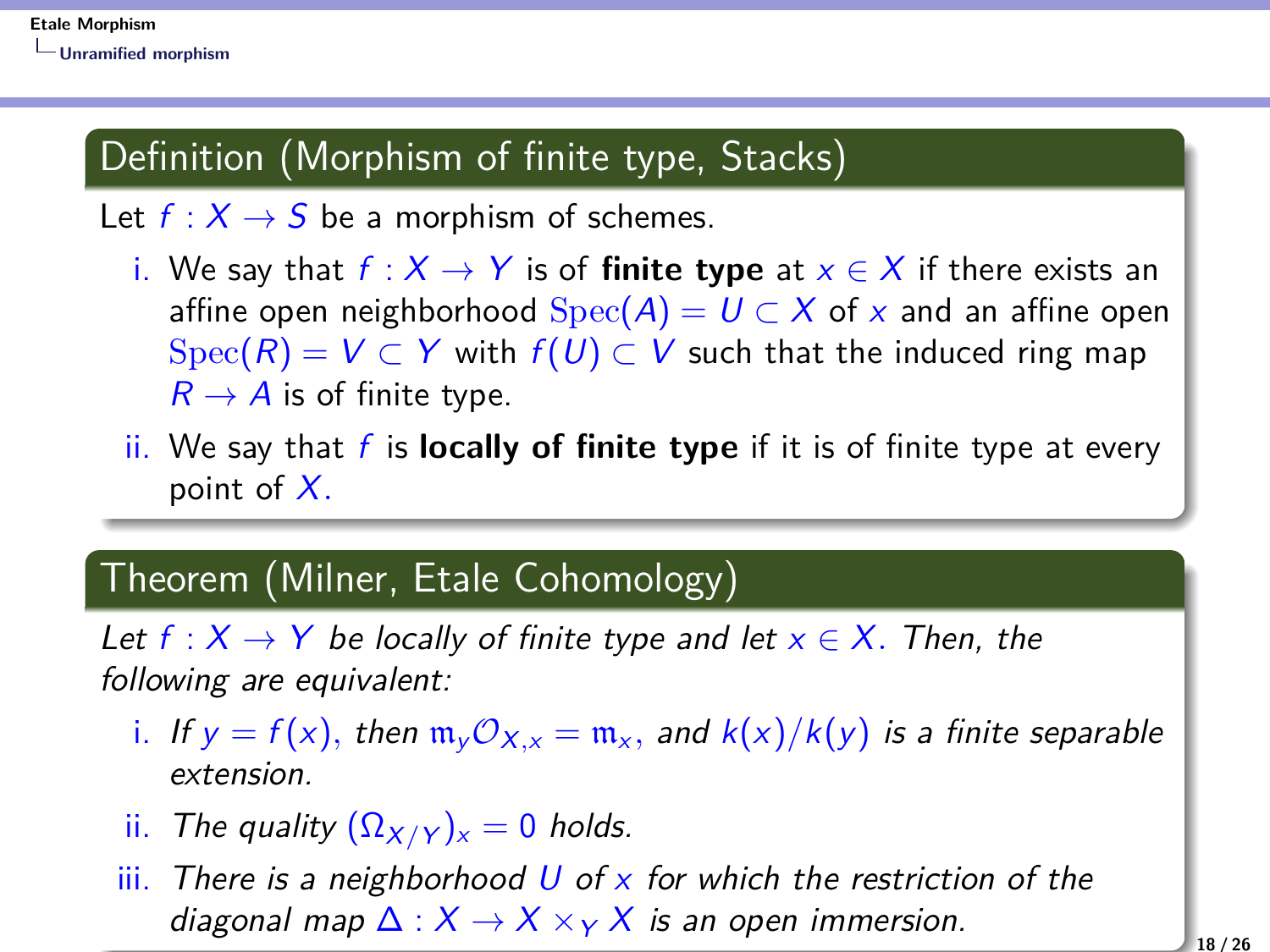## Definition (Morphism of finite type, Stacks)

Let $f : X \to S$ be a morphism of schemes.

i. We say that $f : X \to Y$ is of **finite type** at $x \in X$ if there exists an affine open neighborhood $\mathrm{Spec}(A) = U \subset X$ of $x$ and an affine open $\mathrm{Spec}(R) = V \subset Y$ with $f(U) \subset V$ such that the induced ring map $R \to A$ is of finite type.

ii. We say that $f$ is **locally of finite type** if it is of finite type at every point of $X$.

## Theorem (Milner, Etale Cohomology)

*Let $f : X \to Y$ be locally of finite type and let $x \in X$. Then, the following are equivalent:*

i. *If $y = f(x)$, then $\mathfrak{m}_y \mathcal{O}_{X,x} = \mathfrak{m}_x$, and $k(x)/k(y)$ is a finite separable extension.*

ii. *The quality $(\Omega_{X/Y})_x = 0$ holds.*

iii. *There is a neighborhood $U$ of $x$ for which the restriction of the diagonal map $\Delta : X \to X \times_Y X$ is an open immersion.*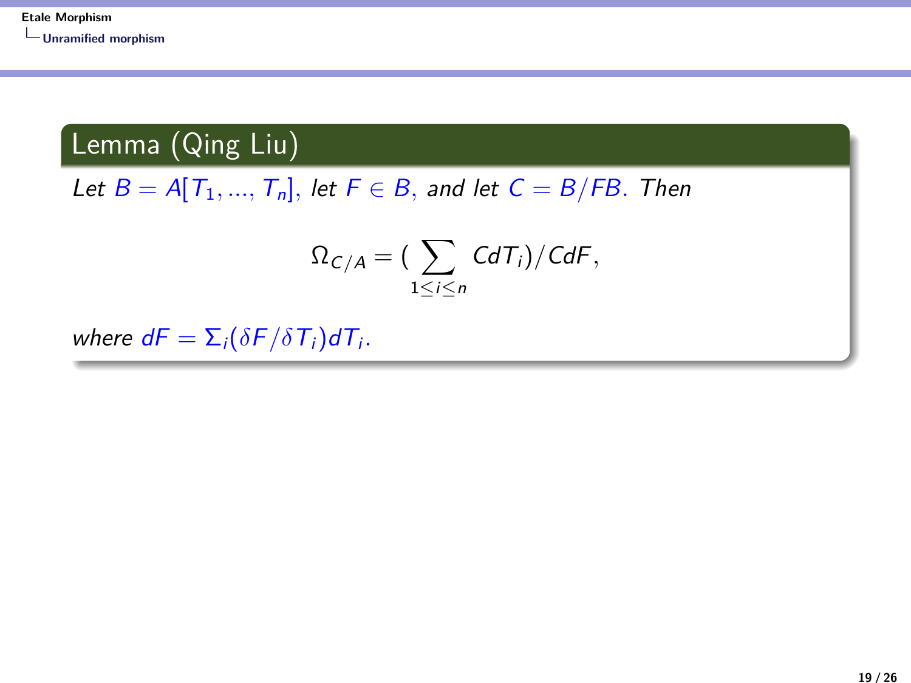**Lemma (Qing Liu)**

*Let* $B = A[T_1, ..., T_n]$*, let* $F \in B$*, and let* $C = B/FB$*. Then*

$$\Omega_{C/A} = (\sum_{1 \le i \le n} CdT_i)/CdF,$$

*where* $dF = \Sigma_i(\delta F/\delta T_i)dT_i$*.*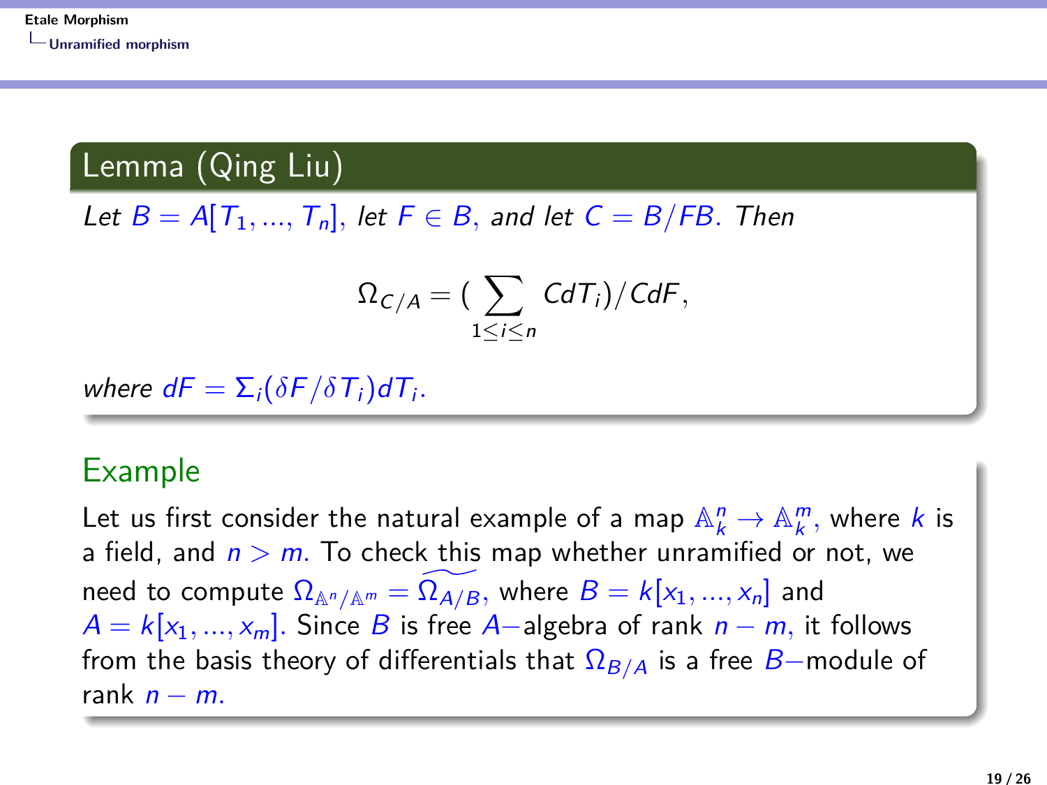## Lemma (Qing Liu)

*Let* $B = A[T_1, ..., T_n]$, *let* $F \in B$, *and let* $C = B/FB$. *Then*

$$\Omega_{C/A} = (\sum_{1 \leq i \leq n} CdT_i)/CdF,$$

*where* $dF = \Sigma_i (\delta F/\delta T_i) dT_i$.

## Example

Let us first consider the natural example of a map $\mathbb{A}_k^n \to \mathbb{A}_k^m$, where $k$ is a field, and $n > m$. To check this map whether unramified or not, we need to compute $\Omega_{\mathbb{A}^n/\mathbb{A}^m} = \widetilde{\Omega_{A/B}}$, where $B = k[x_1, ..., x_n]$ and $A = k[x_1, ..., x_m]$. Since $B$ is free $A-$algebra of rank $n - m$, it follows from the basis theory of differentials that $\Omega_{B/A}$ is a free $B-$module of rank $n - m$.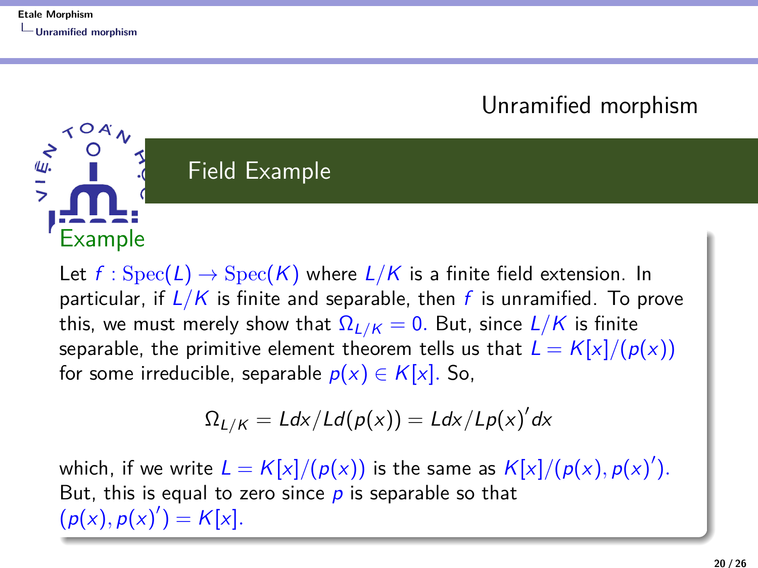## Unramified morphism

### Field Example

**Example**

Let $f : \mathrm{Spec}(L) \to \mathrm{Spec}(K)$ where $L/K$ is a finite field extension. In particular, if $L/K$ is finite and separable, then $f$ is unramified. To prove this, we must merely show that $\Omega_{L/K} = 0$. But, since $L/K$ is finite separable, the primitive element theorem tells us that $L = K[x]/(p(x))$ for some irreducible, separable $p(x) \in K[x]$. So,

$$\Omega_{L/K} = Ldx/Ld(p(x)) = Ldx/Lp(x)'dx$$

which, if we write $L = K[x]/(p(x))$ is the same as $K[x]/(p(x), p(x)')$. But, this is equal to zero since $p$ is separable so that $(p(x), p(x)') = K[x]$.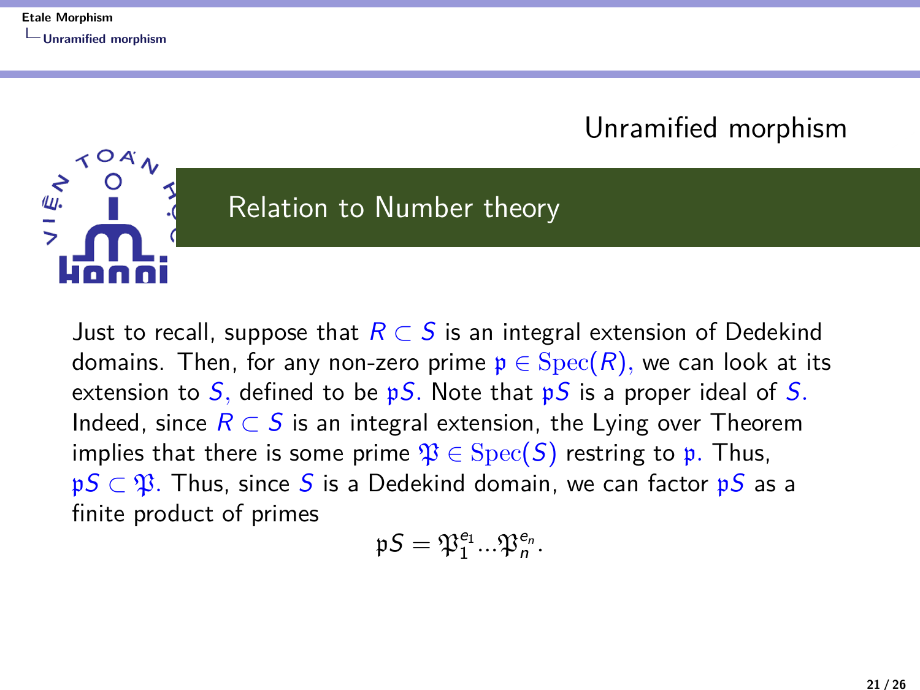## Unramified morphism

### Relation to Number theory

Just to recall, suppose that $R \subset S$ is an integral extension of Dedekind domains. Then, for any non-zero prime $\mathfrak{p} \in \operatorname{Spec}(R),$ we can look at its extension to $S,$ defined to be $\mathfrak{p}S.$ Note that $\mathfrak{p}S$ is a proper ideal of $S.$ Indeed, since $R \subset S$ is an integral extension, the Lying over Theorem implies that there is some prime $\mathfrak{P} \in \operatorname{Spec}(S)$ restring to $\mathfrak{p}.$ Thus, $\mathfrak{p}S \subset \mathfrak{P}.$ Thus, since $S$ is a Dedekind domain, we can factor $\mathfrak{p}S$ as a finite product of primes

$$\mathfrak{p}S = \mathfrak{P}_1^{e_1} \ldots \mathfrak{P}_n^{e_n}.$$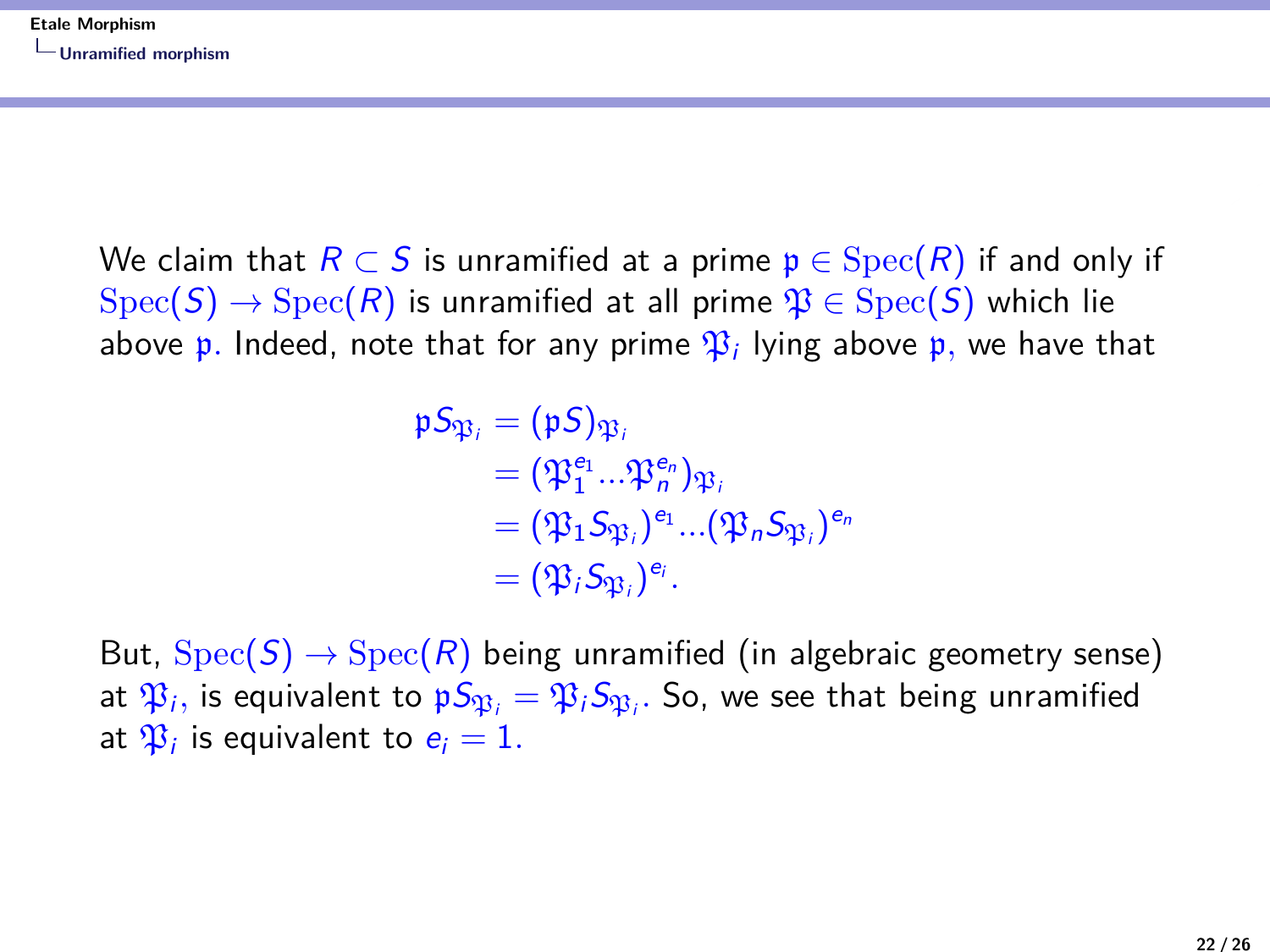We claim that $R \subset S$ is unramified at a prime $\mathfrak{p} \in \mathrm{Spec}(R)$ if and only if $\mathrm{Spec}(S) \to \mathrm{Spec}(R)$ is unramified at all prime $\mathfrak{P} \in \mathrm{Spec}(S)$ which lie above $\mathfrak{p}$. Indeed, note that for any prime $\mathfrak{P}_i$ lying above $\mathfrak{p}$, we have that

$$
\begin{aligned}
\mathfrak{p}S_{\mathfrak{P}_i} &= (\mathfrak{p}S)_{\mathfrak{P}_i} \\
&= (\mathfrak{P}_1^{e_1} \ldots \mathfrak{P}_n^{e_n})_{\mathfrak{P}_i} \\
&= (\mathfrak{P}_1 S_{\mathfrak{P}_i})^{e_1} \ldots (\mathfrak{P}_n S_{\mathfrak{P}_i})^{e_n} \\
&= (\mathfrak{P}_i S_{\mathfrak{P}_i})^{e_i}.
\end{aligned}
$$

But, $\mathrm{Spec}(S) \to \mathrm{Spec}(R)$ being unramified (in algebraic geometry sense) at $\mathfrak{P}_i$, is equivalent to $\mathfrak{p}S_{\mathfrak{P}_i} = \mathfrak{P}_i S_{\mathfrak{P}_i}$. So, we see that being unramified at $\mathfrak{P}_i$ is equivalent to $e_i = 1$.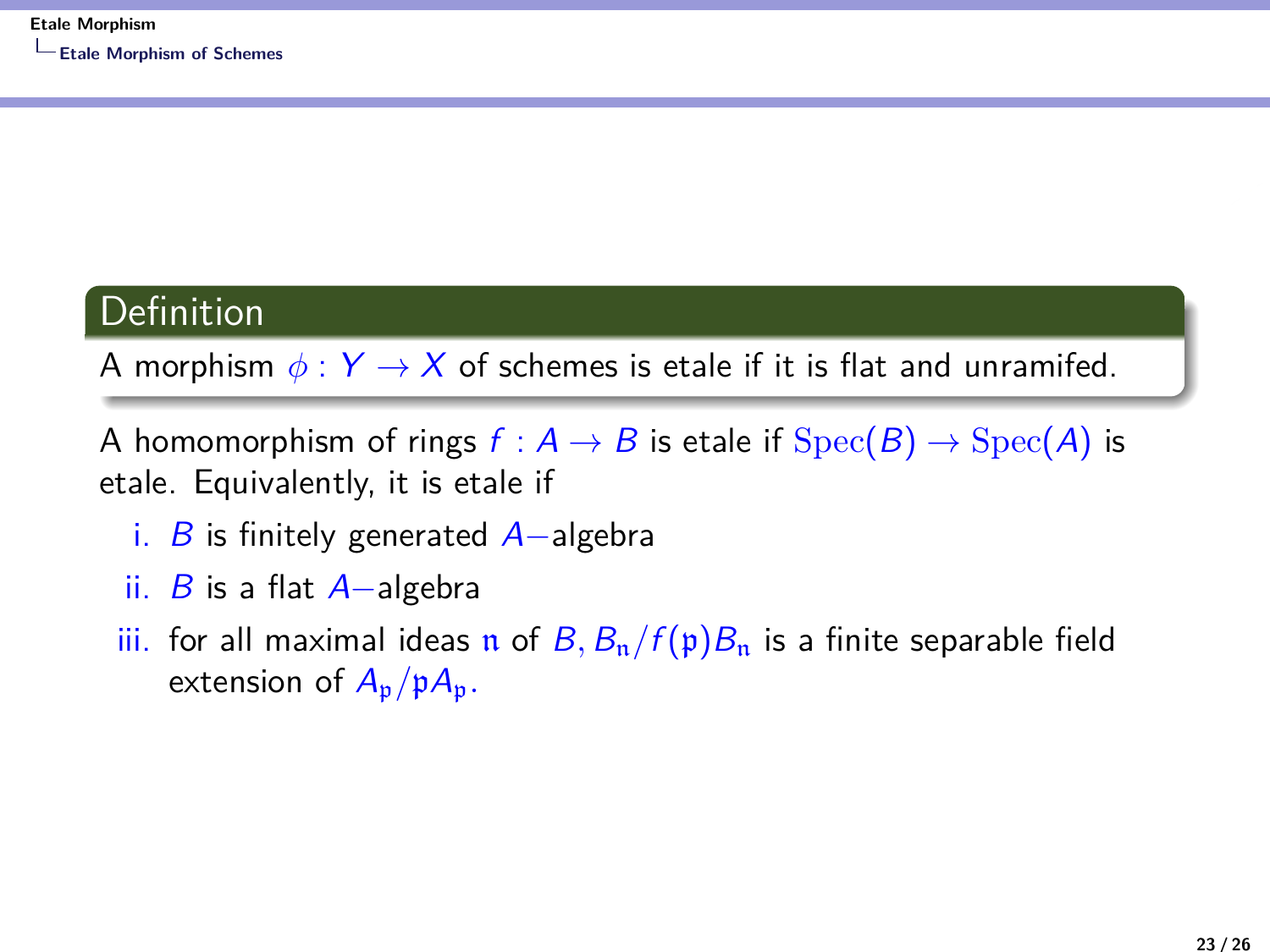**Definition**

A morphism $\phi : Y \to X$ of schemes is etale if it is flat and unramifed.

A homomorphism of rings $f : A \to B$ is etale if $\mathrm{Spec}(B) \to \mathrm{Spec}(A)$ is etale. Equivalently, it is etale if

i. $B$ is finitely generated $A-$algebra

ii. $B$ is a flat $A-$algebra

iii. for all maximal ideas $\mathfrak{n}$ of $B, B_{\mathfrak{n}}/f(\mathfrak{p})B_{\mathfrak{n}}$ is a finite separable field extension of $A_{\mathfrak{p}}/\mathfrak{p}A_{\mathfrak{p}}$.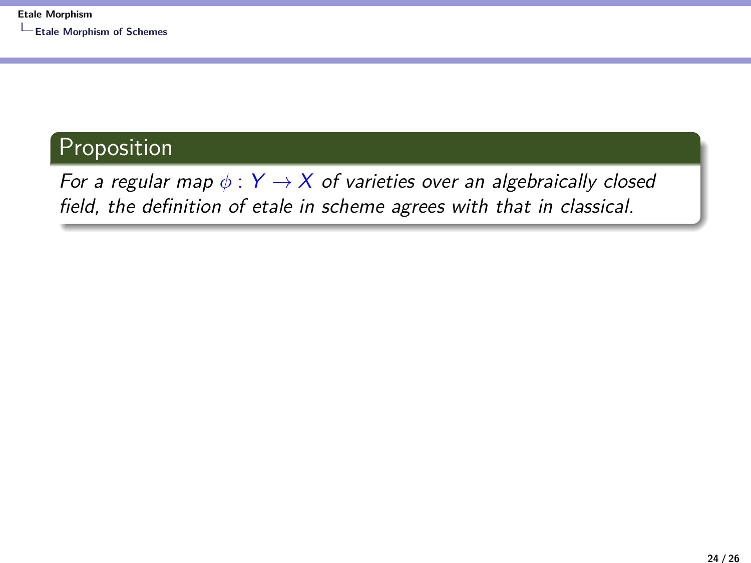**Proposition**

*For a regular map $\phi : Y \to X$ of varieties over an algebraically closed field, the definition of etale in scheme agrees with that in classical.*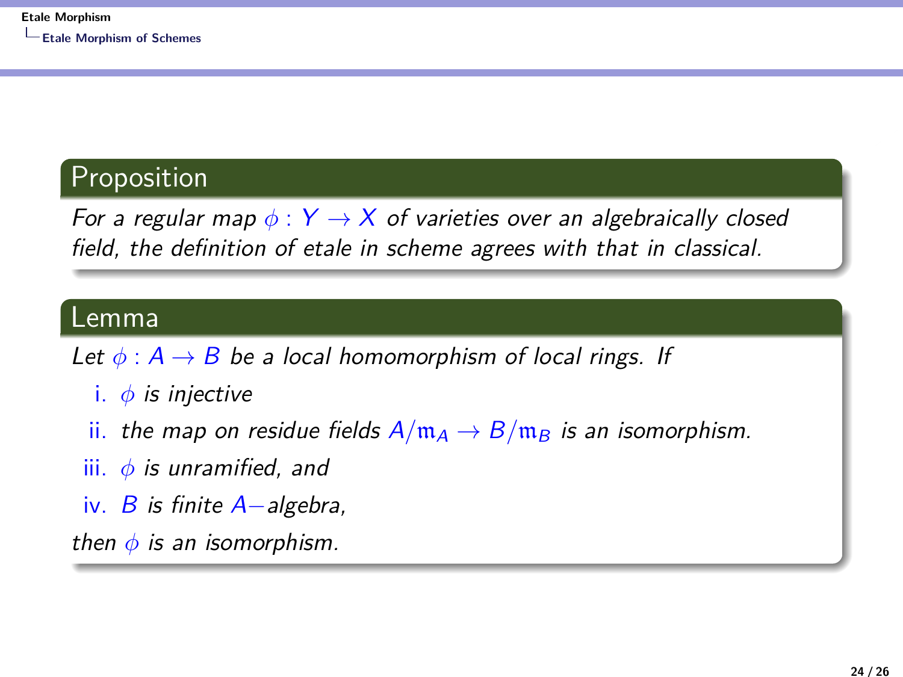**Proposition**

*For a regular map $\phi : Y \to X$ of varieties over an algebraically closed field, the definition of etale in scheme agrees with that in classical.*

**Lemma**

*Let $\phi : A \to B$ be a local homomorphism of local rings. If*

i. *$\phi$ is injective*

ii. *the map on residue fields $A/\mathfrak{m}_A \to B/\mathfrak{m}_B$ is an isomorphism.*

iii. *$\phi$ is unramified, and*

iv. *$B$ is finite $A-$algebra,*

*then $\phi$ is an isomorphism.*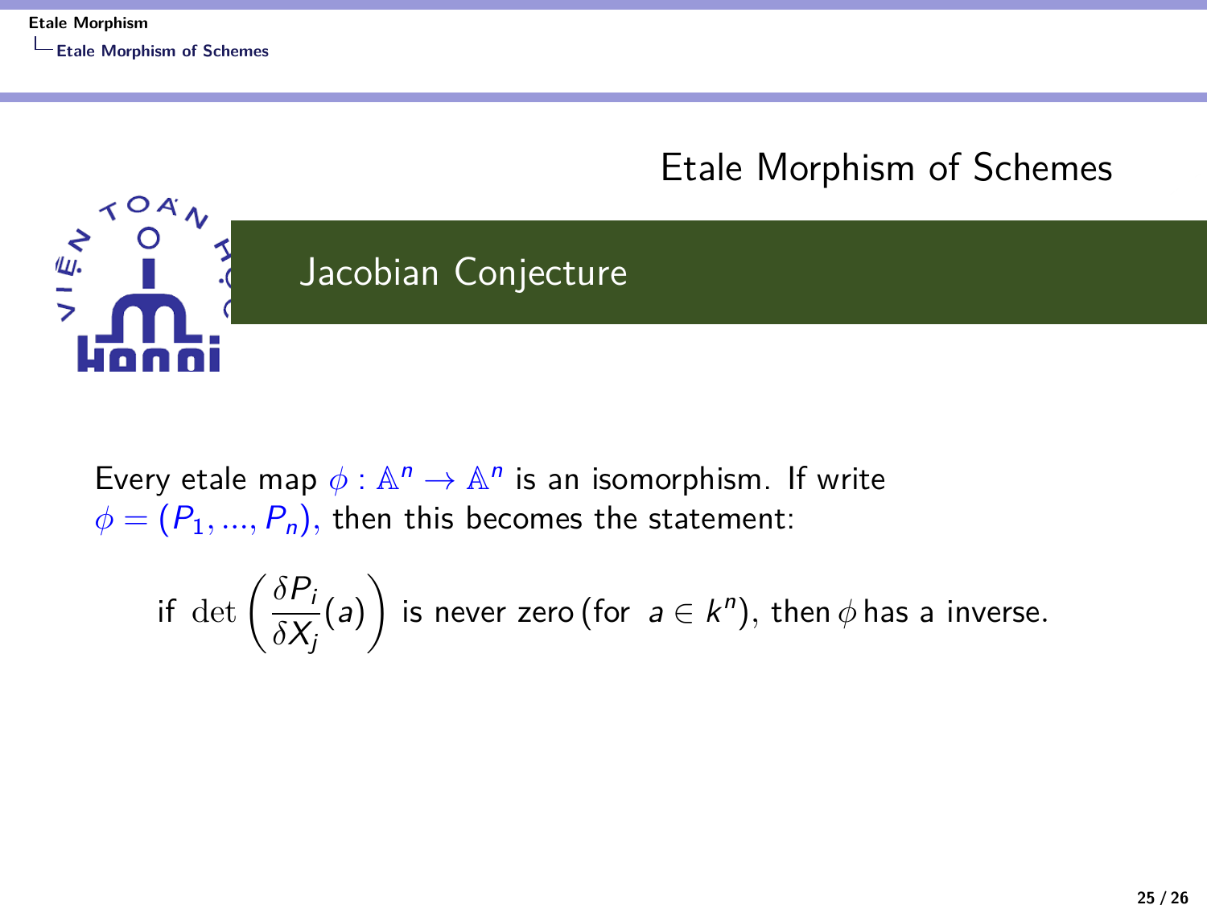## Etale Morphism of Schemes

### Jacobian Conjecture

Every etale map $\phi : \mathbb{A}^n \to \mathbb{A}^n$ is an isomorphism. If write $\phi = (P_1, ..., P_n)$, then this becomes the statement:

$$\text{if } \det\left(\frac{\delta P_i}{\delta X_j}(a)\right) \text{ is never zero (for } a \in k^n\text{), then } \phi \text{ has a inverse.}$$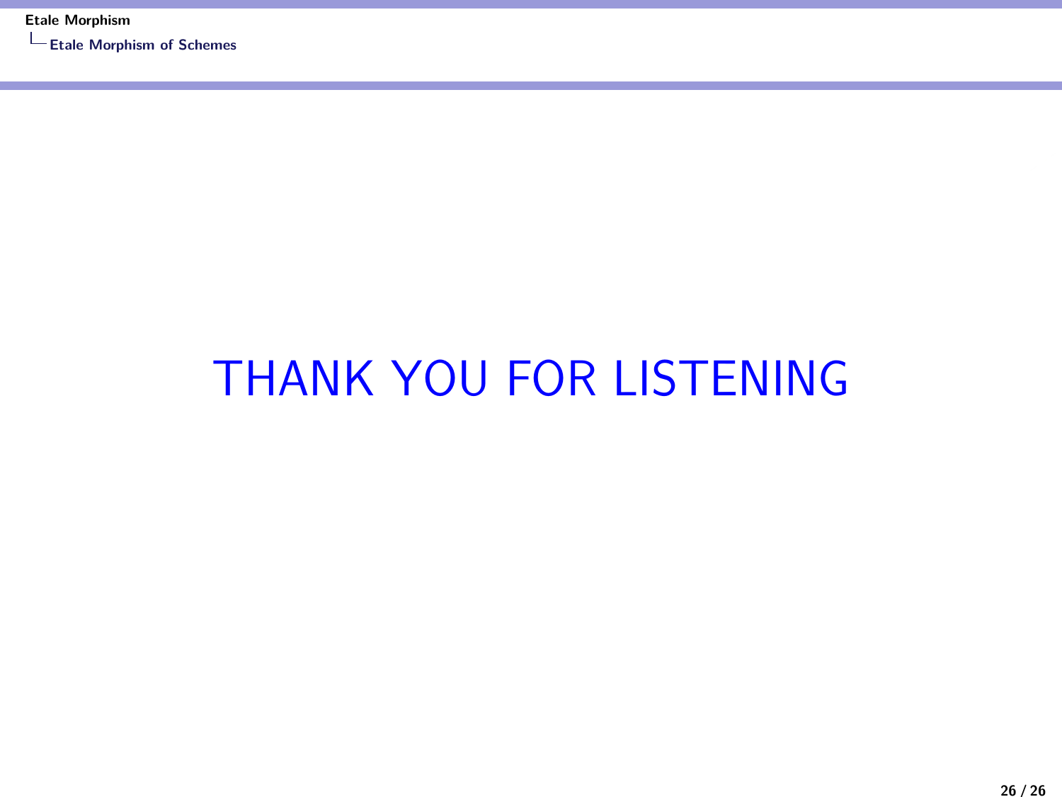THANK YOU FOR LISTENING